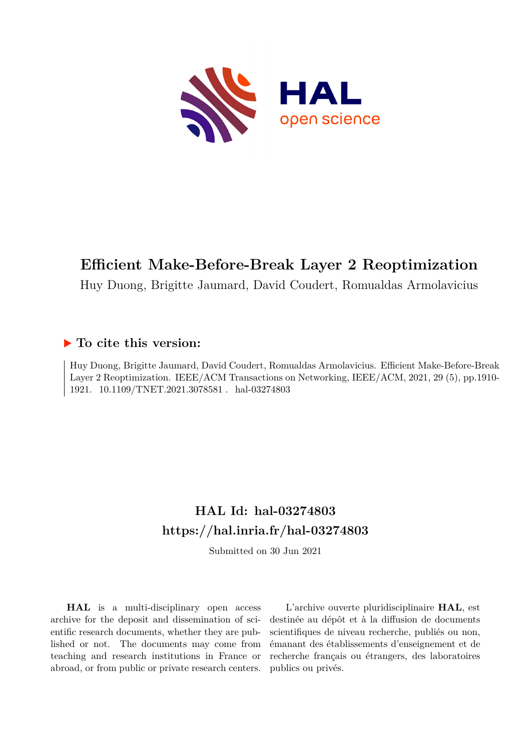# Efficient Make-Before-Break Layer 2 Reoptimization

Huy Duong, Brigitte Jaumard, David Coudert, Romualdas Armolavicius

## ▶ To cite this version:

Huy Duong, Brigitte Jaumard, David Coudert, Romualdas Armolavicius. Efficient Make-Before-Break Layer 2 Reoptimization. IEEE/ACM Transactions on Networking, IEEE/ACM, 2021, 29 (5), pp.1910-1921. 10.1109/TNET.2021.3078581 . hal-03274803

## HAL Id: hal-03274803

## https://hal.inria.fr/hal-03274803

Submitted on 30 Jun 2021

**HAL** is a multi-disciplinary open access archive for the deposit and dissemination of scientific research documents, whether they are published or not. The documents may come from teaching and research institutions in France or abroad, or from public or private research centers.

L'archive ouverte pluridisciplinaire **HAL**, est destinée au dépôt et à la diffusion de documents scientifiques de niveau recherche, publiés ou non, émanant des établissements d'enseignement et de recherche français ou étrangers, des laboratoires publics ou privés.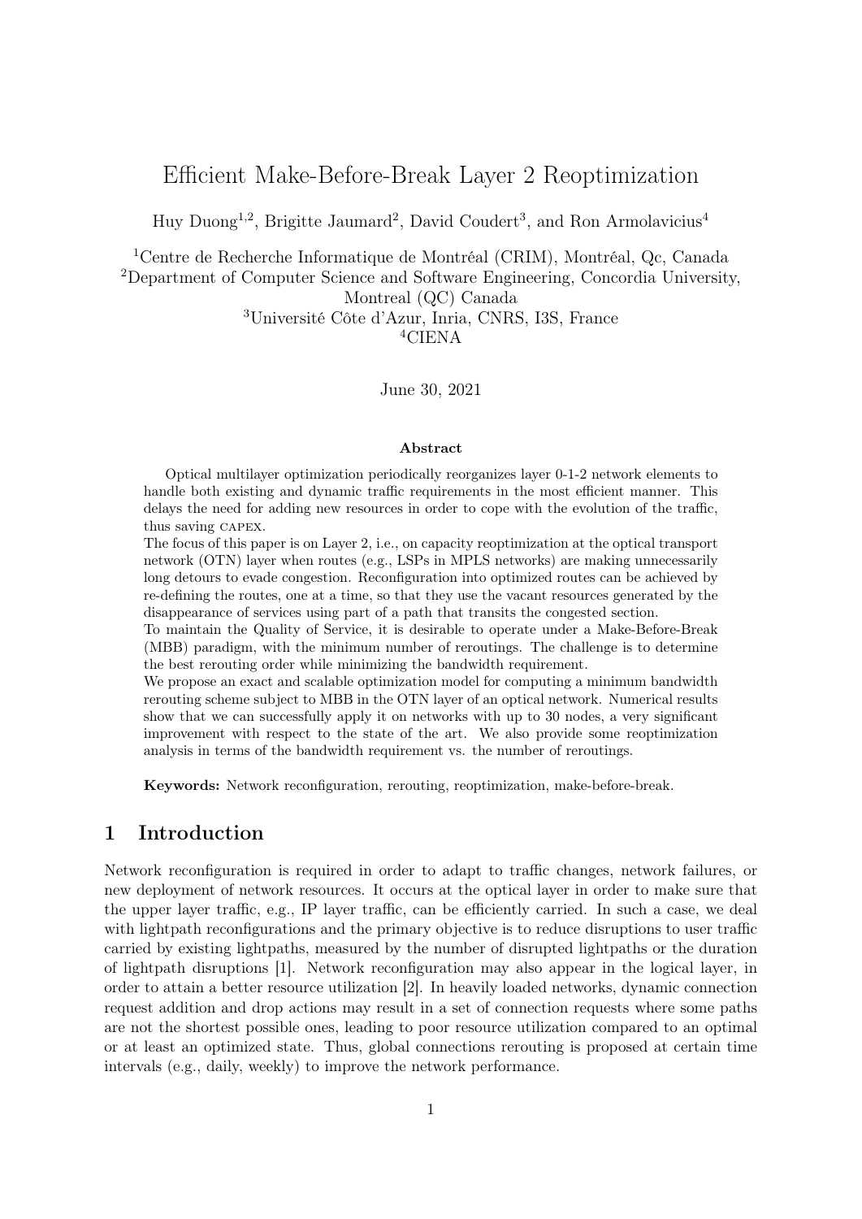# Efficient Make-Before-Break Layer 2 Reoptimization

Huy Duong[1,2], Brigitte Jaumard[2], David Coudert[3], and Ron Armolavicius[4]

[1]Centre de Recherche Informatique de Montréal (CRIM), Montréal, Qc, Canada
[2]Department of Computer Science and Software Engineering, Concordia University, Montreal (QC) Canada
[3]Université Côte d'Azur, Inria, CNRS, I3S, France
[4]CIENA

June 30, 2021

**Abstract**

Optical multilayer optimization periodically reorganizes layer 0-1-2 network elements to handle both existing and dynamic traffic requirements in the most efficient manner. This delays the need for adding new resources in order to cope with the evolution of the traffic, thus saving CAPEX.

The focus of this paper is on Layer 2, i.e., on capacity reoptimization at the optical transport network (OTN) layer when routes (e.g., LSPs in MPLS networks) are making unnecessarily long detours to evade congestion. Reconfiguration into optimized routes can be achieved by re-defining the routes, one at a time, so that they use the vacant resources generated by the disappearance of services using part of a path that transits the congested section.

To maintain the Quality of Service, it is desirable to operate under a Make-Before-Break (MBB) paradigm, with the minimum number of reroutings. The challenge is to determine the best rerouting order while minimizing the bandwidth requirement.

We propose an exact and scalable optimization model for computing a minimum bandwidth rerouting scheme subject to MBB in the OTN layer of an optical network. Numerical results show that we can successfully apply it on networks with up to 30 nodes, a very significant improvement with respect to the state of the art. We also provide some reoptimization analysis in terms of the bandwidth requirement vs. the number of reroutings.

**Keywords:** Network reconfiguration, rerouting, reoptimization, make-before-break.

## 1 Introduction

Network reconfiguration is required in order to adapt to traffic changes, network failures, or new deployment of network resources. It occurs at the optical layer in order to make sure that the upper layer traffic, e.g., IP layer traffic, can be efficiently carried. In such a case, we deal with lightpath reconfigurations and the primary objective is to reduce disruptions to user traffic carried by existing lightpaths, measured by the number of disrupted lightpaths or the duration of lightpath disruptions [1]. Network reconfiguration may also appear in the logical layer, in order to attain a better resource utilization [2]. In heavily loaded networks, dynamic connection request addition and drop actions may result in a set of connection requests where some paths are not the shortest possible ones, leading to poor resource utilization compared to an optimal or at least an optimized state. Thus, global connections rerouting is proposed at certain time intervals (e.g., daily, weekly) to improve the network performance.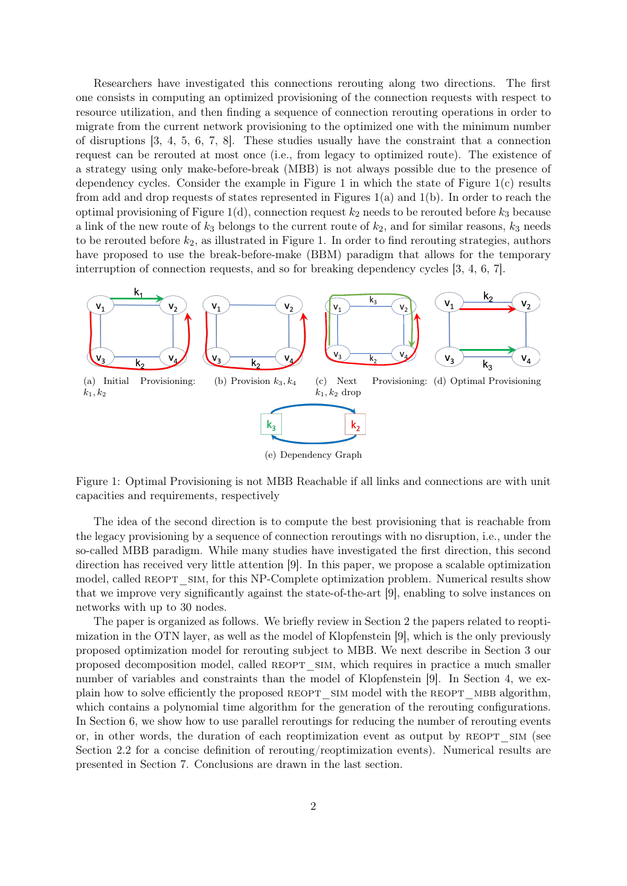Researchers have investigated this connections rerouting along two directions. The first one consists in computing an optimized provisioning of the connection requests with respect to resource utilization, and then finding a sequence of connection rerouting operations in order to migrate from the current network provisioning to the optimized one with the minimum number of disruptions [3, 4, 5, 6, 7, 8]. These studies usually have the constraint that a connection request can be rerouted at most once (i.e., from legacy to optimized route). The existence of a strategy using only make-before-break (MBB) is not always possible due to the presence of dependency cycles. Consider the example in Figure 1 in which the state of Figure 1(c) results from add and drop requests of states represented in Figures 1(a) and 1(b). In order to reach the optimal provisioning of Figure 1(d), connection request $k_2$ needs to be rerouted before $k_3$ because a link of the new route of $k_3$ belongs to the current route of $k_2$, and for similar reasons, $k_3$ needs to be rerouted before $k_2$, as illustrated in Figure 1. In order to find rerouting strategies, authors have proposed to use the break-before-make (BBM) paradigm that allows for the temporary interruption of connection requests, and so for breaking dependency cycles [3, 4, 6, 7].

(a) Initial Provisioning: $k_1, k_2$ (b) Provision $k_3, k_4$ (c) Next Provisioning: $k_1, k_2$ drop (d) Optimal Provisioning

(e) Dependency Graph

Figure 1: Optimal Provisioning is not MBB Reachable if all links and connections are with unit capacities and requirements, respectively

The idea of the second direction is to compute the best provisioning that is reachable from the legacy provisioning by a sequence of connection reroutings with no disruption, i.e., under the so-called MBB paradigm. While many studies have investigated the first direction, this second direction has received very little attention [9]. In this paper, we propose a scalable optimization model, called REOPT_SIM, for this NP-Complete optimization problem. Numerical results show that we improve very significantly against the state-of-the-art [9], enabling to solve instances on networks with up to 30 nodes.

The paper is organized as follows. We briefly review in Section 2 the papers related to reoptimization in the OTN layer, as well as the model of Klopfenstein [9], which is the only previously proposed optimization model for rerouting subject to MBB. We next describe in Section 3 our proposed decomposition model, called REOPT_SIM, which requires in practice a much smaller number of variables and constraints than the model of Klopfenstein [9]. In Section 4, we explain how to solve efficiently the proposed REOPT_SIM model with the REOPT_MBB algorithm, which contains a polynomial time algorithm for the generation of the rerouting configurations. In Section 6, we show how to use parallel reroutings for reducing the number of rerouting events or, in other words, the duration of each reoptimization event as output by REOPT_SIM (see Section 2.2 for a concise definition of rerouting/reoptimization events). Numerical results are presented in Section 7. Conclusions are drawn in the last section.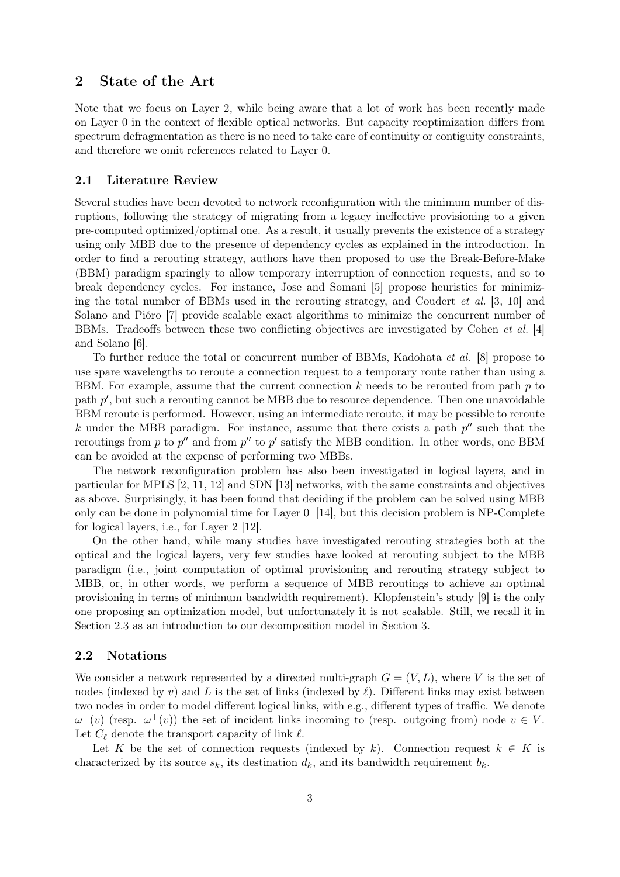## 2 State of the Art

Note that we focus on Layer 2, while being aware that a lot of work has been recently made on Layer 0 in the context of flexible optical networks. But capacity reoptimization differs from spectrum defragmentation as there is no need to take care of continuity or contiguity constraints, and therefore we omit references related to Layer 0.

### 2.1 Literature Review

Several studies have been devoted to network reconfiguration with the minimum number of disruptions, following the strategy of migrating from a legacy ineffective provisioning to a given pre-computed optimized/optimal one. As a result, it usually prevents the existence of a strategy using only MBB due to the presence of dependency cycles as explained in the introduction. In order to find a rerouting strategy, authors have then proposed to use the Break-Before-Make (BBM) paradigm sparingly to allow temporary interruption of connection requests, and so to break dependency cycles. For instance, Jose and Somani [5] propose heuristics for minimizing the total number of BBMs used in the rerouting strategy, and Coudert *et al.* [3, 10] and Solano and Pióro [7] provide scalable exact algorithms to minimize the concurrent number of BBMs. Tradeoffs between these two conflicting objectives are investigated by Cohen *et al.* [4] and Solano [6].

To further reduce the total or concurrent number of BBMs, Kadohata *et al.* [8] propose to use spare wavelengths to reroute a connection request to a temporary route rather than using a BBM. For example, assume that the current connection $k$ needs to be rerouted from path $p$ to path $p'$, but such a rerouting cannot be MBB due to resource dependence. Then one unavoidable BBM reroute is performed. However, using an intermediate reroute, it may be possible to reroute $k$ under the MBB paradigm. For instance, assume that there exists a path $p''$ such that the reroutings from $p$ to $p''$ and from $p''$ to $p'$ satisfy the MBB condition. In other words, one BBM can be avoided at the expense of performing two MBBs.

The network reconfiguration problem has also been investigated in logical layers, and in particular for MPLS [2, 11, 12] and SDN [13] networks, with the same constraints and objectives as above. Surprisingly, it has been found that deciding if the problem can be solved using MBB only can be done in polynomial time for Layer 0 [14], but this decision problem is NP-Complete for logical layers, i.e., for Layer 2 [12].

On the other hand, while many studies have investigated rerouting strategies both at the optical and the logical layers, very few studies have looked at rerouting subject to the MBB paradigm (i.e., joint computation of optimal provisioning and rerouting strategy subject to MBB, or, in other words, we perform a sequence of MBB reroutings to achieve an optimal provisioning in terms of minimum bandwidth requirement). Klopfenstein's study [9] is the only one proposing an optimization model, but unfortunately it is not scalable. Still, we recall it in Section 2.3 as an introduction to our decomposition model in Section 3.

### 2.2 Notations

We consider a network represented by a directed multi-graph $G = (V, L)$, where $V$ is the set of nodes (indexed by $v$) and $L$ is the set of links (indexed by $\ell$). Different links may exist between two nodes in order to model different logical links, with e.g., different types of traffic. We denote $\omega^-(v)$ (resp. $\omega^+(v)$) the set of incident links incoming to (resp. outgoing from) node $v \in V$. Let $C_\ell$ denote the transport capacity of link $\ell$.

Let $K$ be the set of connection requests (indexed by $k$). Connection request $k \in K$ is characterized by its source $s_k$, its destination $d_k$, and its bandwidth requirement $b_k$.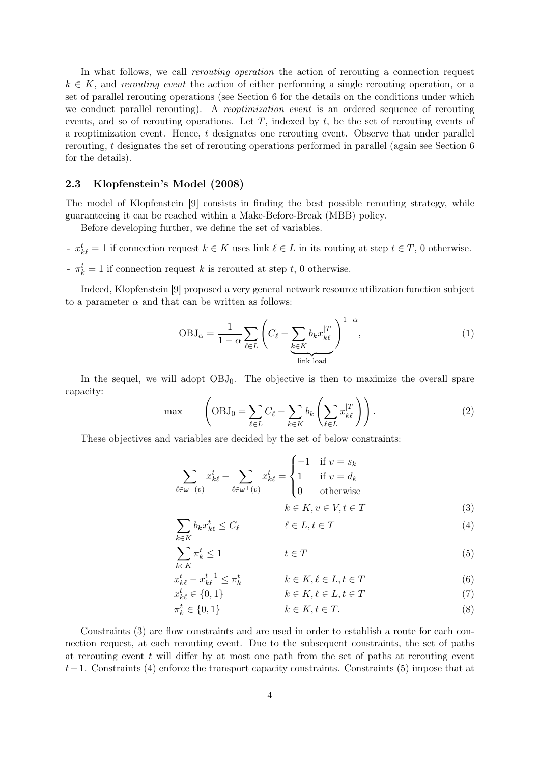In what follows, we call *rerouting operation* the action of rerouting a connection request $k \in K$, and *rerouting event* the action of either performing a single rerouting operation, or a set of parallel rerouting operations (see Section 6 for the details on the conditions under which we conduct parallel rerouting). A *reoptimization event* is an ordered sequence of rerouting events, and so of rerouting operations. Let $T$, indexed by $t$, be the set of rerouting events of a reoptimization event. Hence, $t$ designates one rerouting event. Observe that under parallel rerouting, $t$ designates the set of rerouting operations performed in parallel (again see Section 6 for the details).

### 2.3 Klopfenstein's Model (2008)

The model of Klopfenstein [9] consists in finding the best possible rerouting strategy, while guaranteeing it can be reached within a Make-Before-Break (MBB) policy.

Before developing further, we define the set of variables.

- $x^t_{k\ell} = 1$ if connection request $k \in K$ uses link $\ell \in L$ in its routing at step $t \in T$, 0 otherwise.
- $\pi^t_k = 1$ if connection request $k$ is rerouted at step $t$, 0 otherwise.

Indeed, Klopfenstein [9] proposed a very general network resource utilization function subject to a parameter $\alpha$ and that can be written as follows:

$$\text{OBJ}_\alpha = \frac{1}{1-\alpha} \sum_{\ell \in L} \Bigg( C_\ell - \underbrace{\sum_{k \in K} b_k x^{|T|}_{k\ell}}_{\text{link load}} \Bigg)^{1-\alpha}, \tag{1}$$

In the sequel, we will adopt $\text{OBJ}_0$. The objective is then to maximize the overall spare capacity:

$$\max \qquad \left( \text{OBJ}_0 = \sum_{\ell \in L} C_\ell - \sum_{k \in K} b_k \left( \sum_{\ell \in L} x^{|T|}_{k\ell} \right) \right). \tag{2}$$

These objectives and variables are decided by the set of below constraints:

$$\sum_{\ell \in \omega^-(v)} x^t_{k\ell} - \sum_{\ell \in \omega^+(v)} x^t_{k\ell} = \begin{cases} -1 & \text{if } v = s_k \\ 1 & \text{if } v = d_k \\ 0 & \text{otherwise} \end{cases} \qquad k \in K, v \in V, t \in T \tag{3}$$

$$\sum_{k \in K} b_k x^t_{k\ell} \le C_\ell \qquad \ell \in L, t \in T \tag{4}$$

$$\sum_{k \in K} \pi^t_k \le 1 \qquad t \in T \tag{5}$$

$$x^t_{k\ell} - x^{t-1}_{k\ell} \le \pi^t_k \qquad k \in K, \ell \in L, t \in T \tag{6}$$

$$x^t_{k\ell} \in \{0, 1\} \qquad k \in K, \ell \in L, t \in T \tag{7}$$

$$\pi^t_k \in \{0, 1\} \qquad k \in K, t \in T. \tag{8}$$

Constraints (3) are flow constraints and are used in order to establish a route for each connection request, at each rerouting event. Due to the subsequent constraints, the set of paths at rerouting event $t$ will differ by at most one path from the set of paths at rerouting event $t-1$. Constraints (4) enforce the transport capacity constraints. Constraints (5) impose that at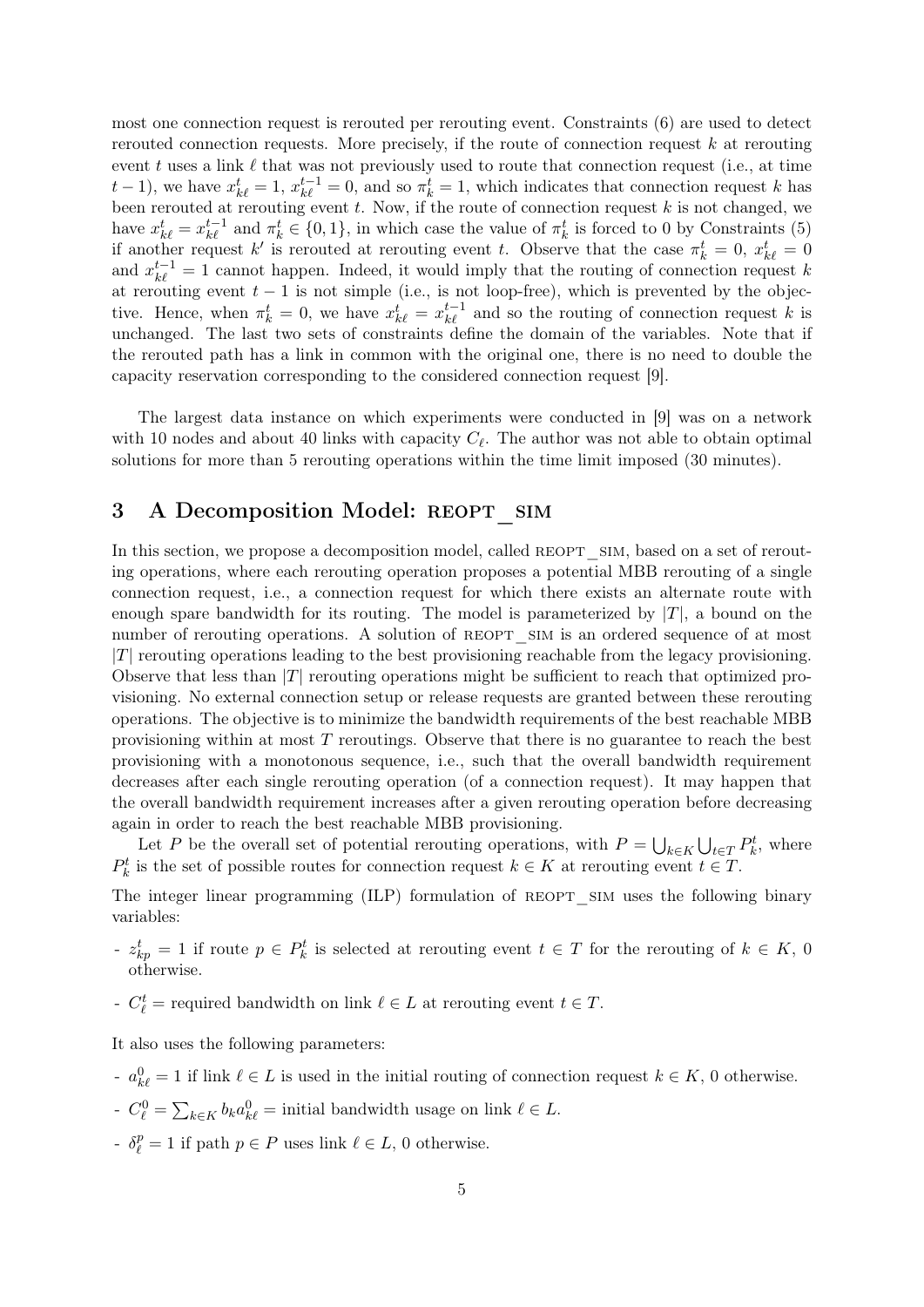most one connection request is rerouted per rerouting event. Constraints (6) are used to detect rerouted connection requests. More precisely, if the route of connection request $k$ at rerouting event $t$ uses a link $\ell$ that was not previously used to route that connection request (i.e., at time $t-1$), we have $x^t_{k\ell} = 1$, $x^{t-1}_{k\ell} = 0$, and so $\pi^t_k = 1$, which indicates that connection request $k$ has been rerouted at rerouting event $t$. Now, if the route of connection request $k$ is not changed, we have $x^t_{k\ell} = x^{t-1}_{k\ell}$ and $\pi^t_k \in \{0, 1\}$, in which case the value of $\pi^t_k$ is forced to 0 by Constraints (5) if another request $k'$ is rerouted at rerouting event $t$. Observe that the case $\pi^t_k = 0$, $x^t_{k\ell} = 0$ and $x^{t-1}_{k\ell} = 1$ cannot happen. Indeed, it would imply that the routing of connection request $k$ at rerouting event $t-1$ is not simple (i.e., is not loop-free), which is prevented by the objective. Hence, when $\pi^t_k = 0$, we have $x^t_{k\ell} = x^{t-1}_{k\ell}$ and so the routing of connection request $k$ is unchanged. The last two sets of constraints define the domain of the variables. Note that if the rerouted path has a link in common with the original one, there is no need to double the capacity reservation corresponding to the considered connection request [9].

The largest data instance on which experiments were conducted in [9] was on a network with 10 nodes and about 40 links with capacity $C_\ell$. The author was not able to obtain optimal solutions for more than 5 rerouting operations within the time limit imposed (30 minutes).

## 3 A Decomposition Model: REOPT_SIM

In this section, we propose a decomposition model, called REOPT_SIM, based on a set of rerouting operations, where each rerouting operation proposes a potential MBB rerouting of a single connection request, i.e., a connection request for which there exists an alternate route with enough spare bandwidth for its routing. The model is parameterized by $|T|$, a bound on the number of rerouting operations. A solution of REOPT_SIM is an ordered sequence of at most $|T|$ rerouting operations leading to the best provisioning reachable from the legacy provisioning. Observe that less than $|T|$ rerouting operations might be sufficient to reach that optimized provisioning. No external connection setup or release requests are granted between these rerouting operations. The objective is to minimize the bandwidth requirements of the best reachable MBB provisioning within at most $T$ reroutings. Observe that there is no guarantee to reach the best provisioning with a monotonous sequence, i.e., such that the overall bandwidth requirement decreases after each single rerouting operation (of a connection request). It may happen that the overall bandwidth requirement increases after a given rerouting operation before decreasing again in order to reach the best reachable MBB provisioning.

Let $P$ be the overall set of potential rerouting operations, with $P = \bigcup_{k \in K} \bigcup_{t \in T} P^t_k$, where $P^t_k$ is the set of possible routes for connection request $k \in K$ at rerouting event $t \in T$.

The integer linear programming (ILP) formulation of REOPT_SIM uses the following binary variables:

- $z^t_{kp} = 1$ if route $p \in P^t_k$ is selected at rerouting event $t \in T$ for the rerouting of $k \in K$, 0 otherwise.
- $C^t_\ell$ = required bandwidth on link $\ell \in L$ at rerouting event $t \in T$.

It also uses the following parameters:

- $a^0_{k\ell} = 1$ if link $\ell \in L$ is used in the initial routing of connection request $k \in K$, 0 otherwise.
- $C^0_\ell = \sum_{k \in K} b_k a^0_{k\ell}$ = initial bandwidth usage on link $\ell \in L$.
- $\delta^p_\ell = 1$ if path $p \in P$ uses link $\ell \in L$, 0 otherwise.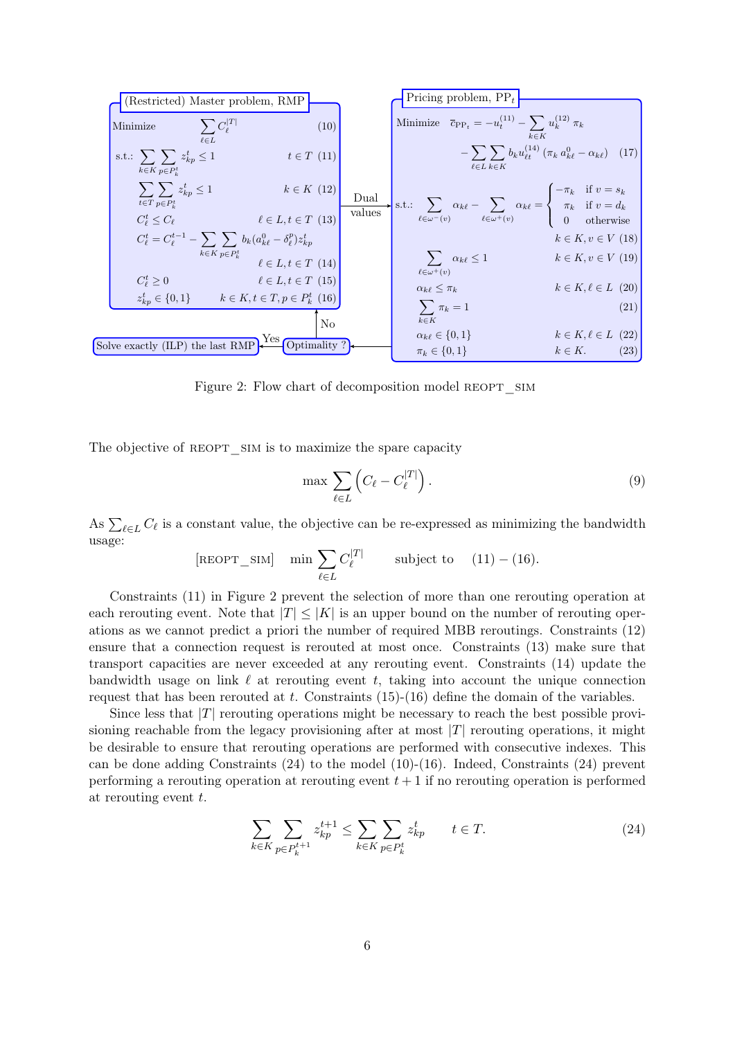**(Restricted) Master problem, RMP**

$$\text{Minimize} \quad \sum_{\ell \in L} C_\ell^{|T|} \tag{10}$$

$$\text{s.t.:} \sum_{k \in K} \sum_{p \in P_k^t} z_{kp}^t \leq 1 \qquad t \in T \tag{11}$$

$$\sum_{t \in T} \sum_{p \in P_k^t} z_{kp}^t \leq 1 \qquad k \in K \tag{12}$$

$$C_\ell^t \leq C_\ell \qquad \ell \in L, t \in T \tag{13}$$

$$C_\ell^t = C_\ell^{t-1} - \sum_{k \in K} \sum_{p \in P_k^t} b_k (a_{k\ell}^0 - \delta_\ell^p) z_{kp}^t \qquad \ell \in L, t \in T \tag{14}$$

$$C_\ell^t \geq 0 \qquad \ell \in L, t \in T \tag{15}$$

$$z_{kp}^t \in \{0,1\} \qquad k \in K, t \in T, p \in P_k^t \tag{16}$$

**Pricing problem, $\text{PP}_t$**

$$\text{Minimize} \quad \overline{c}_{\text{PP}_t} = -u_t^{(11)} - \sum_{k \in K} u_k^{(12)} \pi_k - \sum_{\ell \in L} \sum_{k \in K} b_k u_{\ell t}^{(14)} (\pi_k a_{k\ell}^0 - \alpha_{k\ell}) \tag{17}$$

$$\text{s.t.:} \sum_{\ell \in \omega^-(v)} \alpha_{k\ell} - \sum_{\ell \in \omega^+(v)} \alpha_{k\ell} = \begin{cases} -\pi_k & \text{if } v = s_k \\ \pi_k & \text{if } v = d_k \\ 0 & \text{otherwise} \end{cases} \qquad k \in K, v \in V \tag{18}$$

$$\sum_{\ell \in \omega^+(v)} \alpha_{k\ell} \leq 1 \qquad k \in K, v \in V \tag{19}$$

$$\alpha_{k\ell} \leq \pi_k \qquad k \in K, \ell \in L \tag{20}$$

$$\sum_{k \in K} \pi_k = 1 \tag{21}$$

$$\alpha_{k\ell} \in \{0,1\} \qquad k \in K, \ell \in L \tag{22}$$

$$\pi_k \in \{0,1\} \qquad k \in K. \tag{23}$$

RMP → Dual values → Pricing problem → Optimality ? — No → RMP; Yes → Solve exactly (ILP) the last RMP

Figure 2: Flow chart of decomposition model REOPT_SIM

The objective of REOPT_SIM is to maximize the spare capacity

$$\max \sum_{\ell \in L} \left( C_\ell - C_\ell^{|T|} \right). \tag{9}$$

As $\sum_{\ell \in L} C_\ell$ is a constant value, the objective can be re-expressed as minimizing the bandwidth usage:

$$[\text{REOPT\_SIM}] \quad \min \sum_{\ell \in L} C_\ell^{|T|} \qquad \text{subject to} \quad (11) - (16).$$

Constraints (11) in Figure 2 prevent the selection of more than one rerouting operation at each rerouting event. Note that $|T| \leq |K|$ is an upper bound on the number of rerouting operations as we cannot predict a priori the number of required MBB reroutings. Constraints (12) ensure that a connection request is rerouted at most once. Constraints (13) make sure that transport capacities are never exceeded at any rerouting event. Constraints (14) update the bandwidth usage on link $\ell$ at rerouting event $t$, taking into account the unique connection request that has been rerouted at $t$. Constraints (15)-(16) define the domain of the variables.

Since less that $|T|$ rerouting operations might be necessary to reach the best possible provisioning reachable from the legacy provisioning after at most $|T|$ rerouting operations, it might be desirable to ensure that rerouting operations are performed with consecutive indexes. This can be done adding Constraints (24) to the model (10)-(16). Indeed, Constraints (24) prevent performing a rerouting operation at rerouting event $t+1$ if no rerouting operation is performed at rerouting event $t$.

$$\sum_{k \in K} \sum_{p \in P_k^{t+1}} z_{kp}^{t+1} \leq \sum_{k \in K} \sum_{p \in P_k^t} z_{kp}^t \qquad t \in T. \tag{24}$$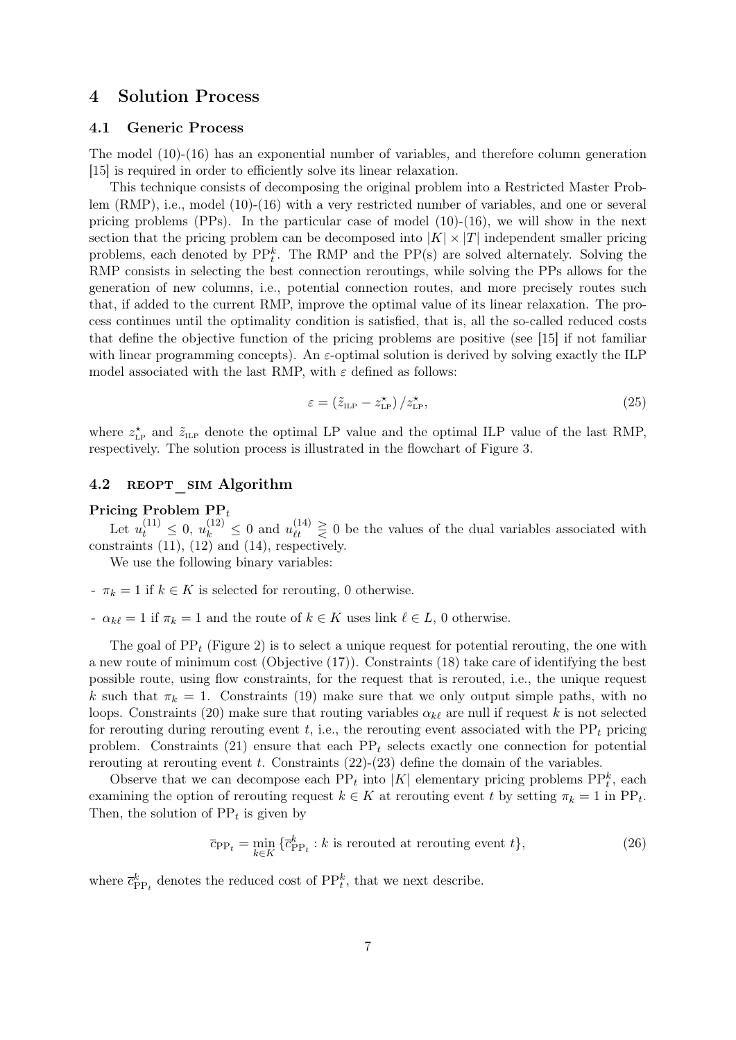## 4 Solution Process

### 4.1 Generic Process

The model (10)-(16) has an exponential number of variables, and therefore column generation [15] is required in order to efficiently solve its linear relaxation.

This technique consists of decomposing the original problem into a Restricted Master Problem (RMP), i.e., model (10)-(16) with a very restricted number of variables, and one or several pricing problems (PPs). In the particular case of model (10)-(16), we will show in the next section that the pricing problem can be decomposed into $|K| \times |T|$ independent smaller pricing problems, each denoted by $\text{PP}_t^k$. The RMP and the PP(s) are solved alternately. Solving the RMP consists in selecting the best connection reroutings, while solving the PPs allows for the generation of new columns, i.e., potential connection routes, and more precisely routes such that, if added to the current RMP, improve the optimal value of its linear relaxation. The process continues until the optimality condition is satisfied, that is, all the so-called reduced costs that define the objective function of the pricing problems are positive (see [15] if not familiar with linear programming concepts). An $\varepsilon$-optimal solution is derived by solving exactly the ILP model associated with the last RMP, with $\varepsilon$ defined as follows:

$$\varepsilon = \left(\tilde{z}_{\text{ILP}} - z^{\star}_{\text{LP}}\right) / z^{\star}_{\text{LP}}, \tag{25}$$

where $z^{\star}_{\text{LP}}$ and $\tilde{z}_{\text{ILP}}$ denote the optimal LP value and the optimal ILP value of the last RMP, respectively. The solution process is illustrated in the flowchart of Figure 3.

### 4.2 REOPT_SIM Algorithm

**Pricing Problem $\text{PP}_t$**

Let $u_t^{(11)} \leq 0$, $u_k^{(12)} \leq 0$ and $u_{\ell t}^{(14)} \gtreqless 0$ be the values of the dual variables associated with constraints (11), (12) and (14), respectively.

We use the following binary variables:

- $\pi_k = 1$ if $k \in K$ is selected for rerouting, 0 otherwise.
- $\alpha_{k\ell} = 1$ if $\pi_k = 1$ and the route of $k \in K$ uses link $\ell \in L$, 0 otherwise.

The goal of $\text{PP}_t$ (Figure 2) is to select a unique request for potential rerouting, the one with a new route of minimum cost (Objective (17)). Constraints (18) take care of identifying the best possible route, using flow constraints, for the request that is rerouted, i.e., the unique request $k$ such that $\pi_k = 1$. Constraints (19) make sure that we only output simple paths, with no loops. Constraints (20) make sure that routing variables $\alpha_{k\ell}$ are null if request $k$ is not selected for rerouting during rerouting event $t$, i.e., the rerouting event associated with the $\text{PP}_t$ pricing problem. Constraints (21) ensure that each $\text{PP}_t$ selects exactly one connection for potential rerouting at rerouting event $t$. Constraints (22)-(23) define the domain of the variables.

Observe that we can decompose each $\text{PP}_t$ into $|K|$ elementary pricing problems $\text{PP}_t^k$, each examining the option of rerouting request $k \in K$ at rerouting event $t$ by setting $\pi_k = 1$ in $\text{PP}_t$. Then, the solution of $\text{PP}_t$ is given by

$$\overline{c}_{\text{PP}_t} = \min_{k \in K} \{\overline{c}^k_{\text{PP}_t} : k \text{ is rerouted at rerouting event } t\}, \tag{26}$$

where $\overline{c}^k_{\text{PP}_t}$ denotes the reduced cost of $\text{PP}_t^k$, that we next describe.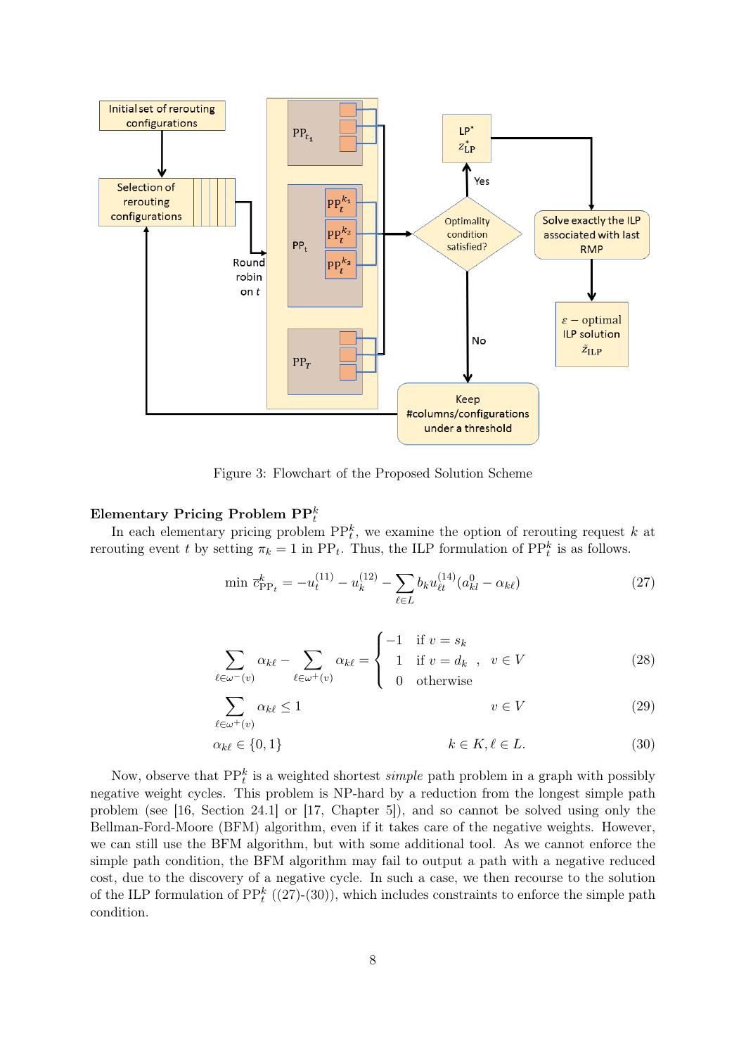Figure 3: Flowchart of the Proposed Solution Scheme

### Elementary Pricing Problem $\text{PP}_t^k$

In each elementary pricing problem $\text{PP}_t^k$, we examine the option of rerouting request $k$ at rerouting event $t$ by setting $\pi_k = 1$ in $\text{PP}_t$. Thus, the ILP formulation of $\text{PP}_t^k$ is as follows.

$$\min \; \overline{c}^k_{\text{PP}_t} = -u_t^{(11)} - u_k^{(12)} - \sum_{\ell \in L} b_k u_{\ell t}^{(14)} (a_{kl}^0 - \alpha_{k\ell}) \tag{27}$$

$$\sum_{\ell \in \omega^-(v)} \alpha_{k\ell} - \sum_{\ell \in \omega^+(v)} \alpha_{k\ell} = \begin{cases} -1 & \text{if } v = s_k \\ 1 & \text{if } v = d_k \\ 0 & \text{otherwise} \end{cases}, \quad v \in V \tag{28}$$

$$\sum_{\ell \in \omega^+(v)} \alpha_{k\ell} \leq 1 \qquad v \in V \tag{29}$$

$$\alpha_{k\ell} \in \{0, 1\} \qquad k \in K, \ell \in L. \tag{30}$$

Now, observe that $\text{PP}_t^k$ is a weighted shortest *simple* path problem in a graph with possibly negative weight cycles. This problem is NP-hard by a reduction from the longest simple path problem (see [16, Section 24.1] or [17, Chapter 5]), and so cannot be solved using only the Bellman-Ford-Moore (BFM) algorithm, even if it takes care of the negative weights. However, we can still use the BFM algorithm, but with some additional tool. As we cannot enforce the simple path condition, the BFM algorithm may fail to output a path with a negative reduced cost, due to the discovery of a negative cycle. In such a case, we then recourse to the solution of the ILP formulation of $\text{PP}_t^k$ ((27)-(30)), which includes constraints to enforce the simple path condition.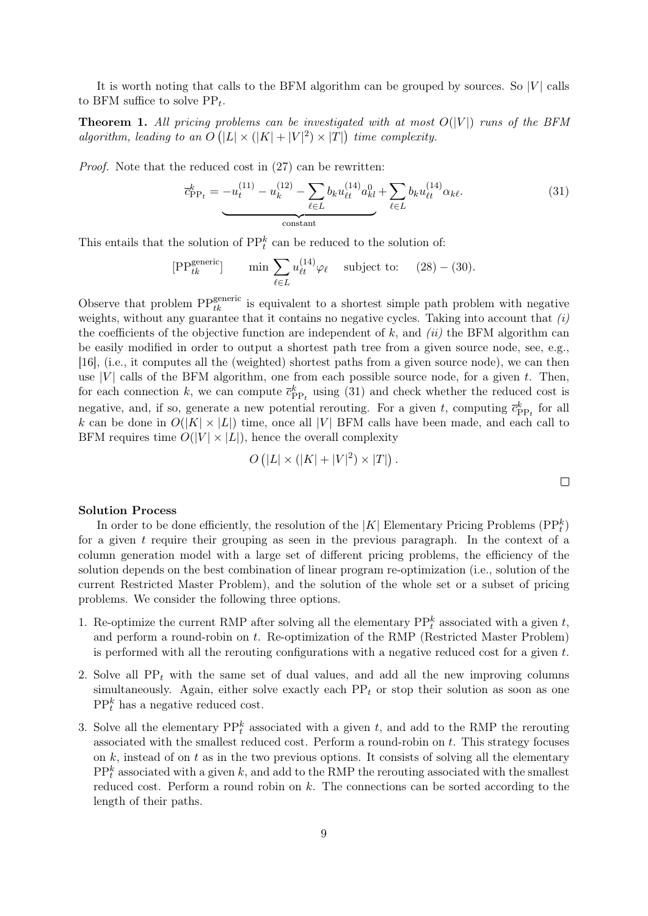It is worth noting that calls to the BFM algorithm can be grouped by sources. So $|V|$ calls to BFM suffice to solve $\text{PP}_t$.

**Theorem 1.** *All pricing problems can be investigated with at most $O(|V|)$ runs of the BFM algorithm, leading to an $O\left(|L| \times (|K| + |V|^2) \times |T|\right)$ time complexity.*

*Proof.* Note that the reduced cost in (27) can be rewritten:

$$\overline{c}^k_{\text{PP}_t} = \underbrace{-u^{(11)}_t - u^{(12)}_k - \sum_{\ell \in L} b_k u^{(14)}_{\ell t} a^0_{kl}}_{\text{constant}} + \sum_{\ell \in L} b_k u^{(14)}_{\ell t} \alpha_{k\ell}. \tag{31}$$

This entails that the solution of $\text{PP}^k_t$ can be reduced to the solution of:

$$[\text{PP}^{\text{generic}}_{tk}] \qquad \min \sum_{\ell \in L} u^{(14)}_{\ell t} \varphi_\ell \quad \text{subject to:} \quad (28) - (30).$$

Observe that problem $\text{PP}^{\text{generic}}_{tk}$ is equivalent to a shortest simple path problem with negative weights, without any guarantee that it contains no negative cycles. Taking into account that *(i)* the coefficients of the objective function are independent of $k$, and *(ii)* the BFM algorithm can be easily modified in order to output a shortest path tree from a given source node, see, e.g., [16], (i.e., it computes all the (weighted) shortest paths from a given source node), we can then use $|V|$ calls of the BFM algorithm, one from each possible source node, for a given $t$. Then, for each connection $k$, we can compute $\overline{c}^k_{\text{PP}_t}$ using (31) and check whether the reduced cost is negative, and, if so, generate a new potential rerouting. For a given $t$, computing $\overline{c}^k_{\text{PP}_t}$ for all $k$ can be done in $O(|K| \times |L|)$ time, once all $|V|$ BFM calls have been made, and each call to BFM requires time $O(|V| \times |L|)$, hence the overall complexity

$$O\left(|L| \times (|K| + |V|^2) \times |T|\right).$$

□

**Solution Process**

In order to be done efficiently, the resolution of the $|K|$ Elementary Pricing Problems ($\text{PP}^k_t$) for a given $t$ require their grouping as seen in the previous paragraph. In the context of a column generation model with a large set of different pricing problems, the efficiency of the solution depends on the best combination of linear program re-optimization (i.e., solution of the current Restricted Master Problem), and the solution of the whole set or a subset of pricing problems. We consider the following three options.

1. Re-optimize the current RMP after solving all the elementary $\text{PP}^k_t$ associated with a given $t$, and perform a round-robin on $t$. Re-optimization of the RMP (Restricted Master Problem) is performed with all the rerouting configurations with a negative reduced cost for a given $t$.
2. Solve all $\text{PP}_t$ with the same set of dual values, and add all the new improving columns simultaneously. Again, either solve exactly each $\text{PP}_t$ or stop their solution as soon as one $\text{PP}^k_t$ has a negative reduced cost.
3. Solve all the elementary $\text{PP}^k_t$ associated with a given $t$, and add to the RMP the rerouting associated with the smallest reduced cost. Perform a round-robin on $t$. This strategy focuses on $k$, instead of on $t$ as in the two previous options. It consists of solving all the elementary $\text{PP}^k_t$ associated with a given $k$, and add to the RMP the rerouting associated with the smallest reduced cost. Perform a round robin on $k$. The connections can be sorted according to the length of their paths.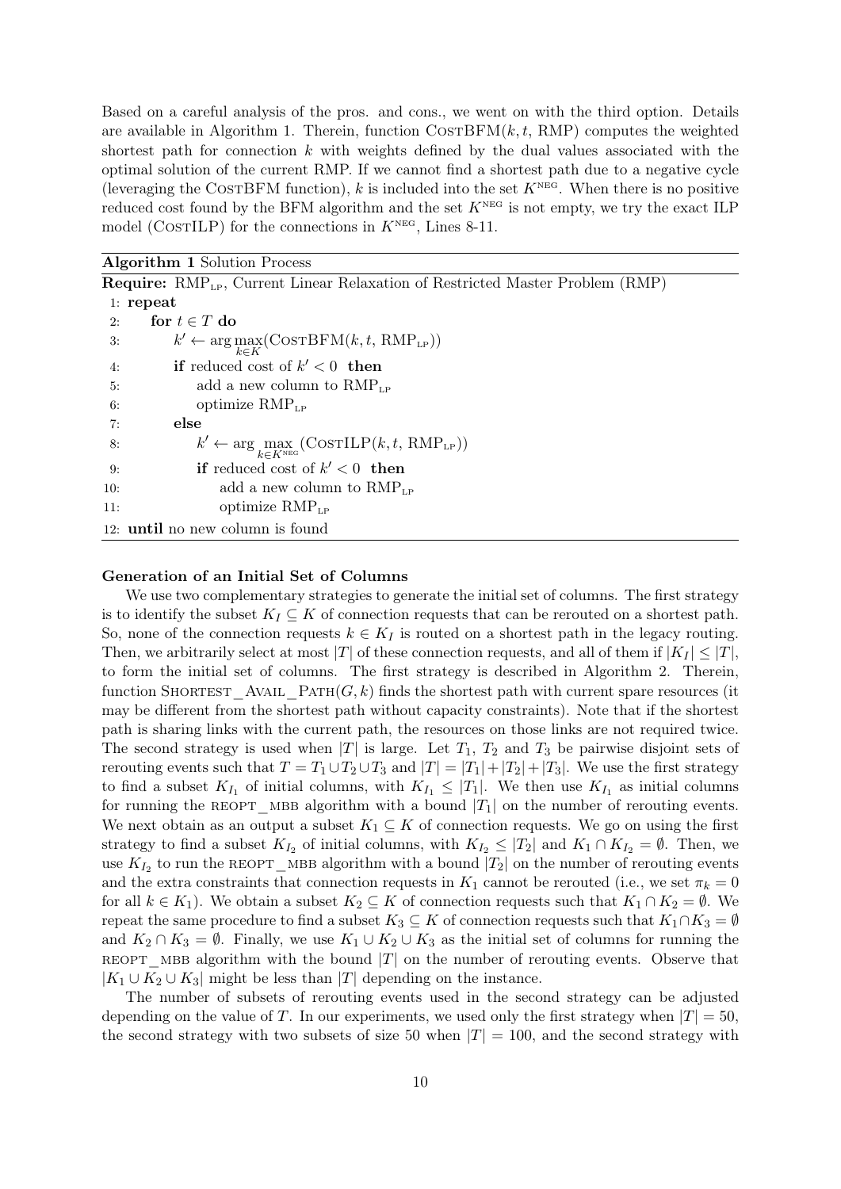Based on a careful analysis of the pros. and cons., we went on with the third option. Details are available in Algorithm 1. Therein, function CostBFM($k, t$, RMP) computes the weighted shortest path for connection $k$ with weights defined by the dual values associated with the optimal solution of the current RMP. If we cannot find a shortest path due to a negative cycle (leveraging the CostBFM function), $k$ is included into the set $K^{\text{NEG}}$. When there is no positive reduced cost found by the BFM algorithm and the set $K^{\text{NEG}}$ is not empty, we try the exact ILP model (CostILP) for the connections in $K^{\text{NEG}}$, Lines 8-11.

**Algorithm 1** Solution Process

**Require:** $\text{RMP}_{\text{LP}}$, Current Linear Relaxation of Restricted Master Problem (RMP)

```
1: repeat
2:     for t ∈ T do
3:         k' ← arg max_{k∈K}(CostBFM(k, t, RMP_LP))
4:         if reduced cost of k' < 0 then
5:             add a new column to RMP_LP
6:             optimize RMP_LP
7:         else
8:             k' ← arg max_{k∈K^NEG}(CostILP(k, t, RMP_LP))
9:             if reduced cost of k' < 0 then
10:                add a new column to RMP_LP
11:                optimize RMP_LP
12: until no new column is found
```

**Generation of an Initial Set of Columns**

We use two complementary strategies to generate the initial set of columns. The first strategy is to identify the subset $K_I \subseteq K$ of connection requests that can be rerouted on a shortest path. So, none of the connection requests $k \in K_I$ is routed on a shortest path in the legacy routing. Then, we arbitrarily select at most $|T|$ of these connection requests, and all of them if $|K_I| \leq |T|$, to form the initial set of columns. The first strategy is described in Algorithm 2. Therein, function Shortest_Avail_Path($G, k$) finds the shortest path with current spare resources (it may be different from the shortest path without capacity constraints). Note that if the shortest path is sharing links with the current path, the resources on those links are not required twice. The second strategy is used when $|T|$ is large. Let $T_1$, $T_2$ and $T_3$ be pairwise disjoint sets of rerouting events such that $T = T_1 \cup T_2 \cup T_3$ and $|T| = |T_1| + |T_2| + |T_3|$. We use the first strategy to find a subset $K_{I_1}$ of initial columns, with $K_{I_1} \leq |T_1|$. We then use $K_{I_1}$ as initial columns for running the reopt_mbb algorithm with a bound $|T_1|$ on the number of rerouting events. We next obtain as an output a subset $K_1 \subseteq K$ of connection requests. We go on using the first strategy to find a subset $K_{I_2}$ of initial columns, with $K_{I_2} \leq |T_2|$ and $K_1 \cap K_{I_2} = \emptyset$. Then, we use $K_{I_2}$ to run the reopt_mbb algorithm with a bound $|T_2|$ on the number of rerouting events and the extra constraints that connection requests in $K_1$ cannot be rerouted (i.e., we set $\pi_k = 0$ for all $k \in K_1$). We obtain a subset $K_2 \subseteq K$ of connection requests such that $K_1 \cap K_2 = \emptyset$. We repeat the same procedure to find a subset $K_3 \subseteq K$ of connection requests such that $K_1 \cap K_3 = \emptyset$ and $K_2 \cap K_3 = \emptyset$. Finally, we use $K_1 \cup K_2 \cup K_3$ as the initial set of columns for running the reopt_mbb algorithm with the bound $|T|$ on the number of rerouting events. Observe that $|K_1 \cup K_2 \cup K_3|$ might be less than $|T|$ depending on the instance.

The number of subsets of rerouting events used in the second strategy can be adjusted depending on the value of $T$. In our experiments, we used only the first strategy when $|T| = 50$, the second strategy with two subsets of size 50 when $|T| = 100$, and the second strategy with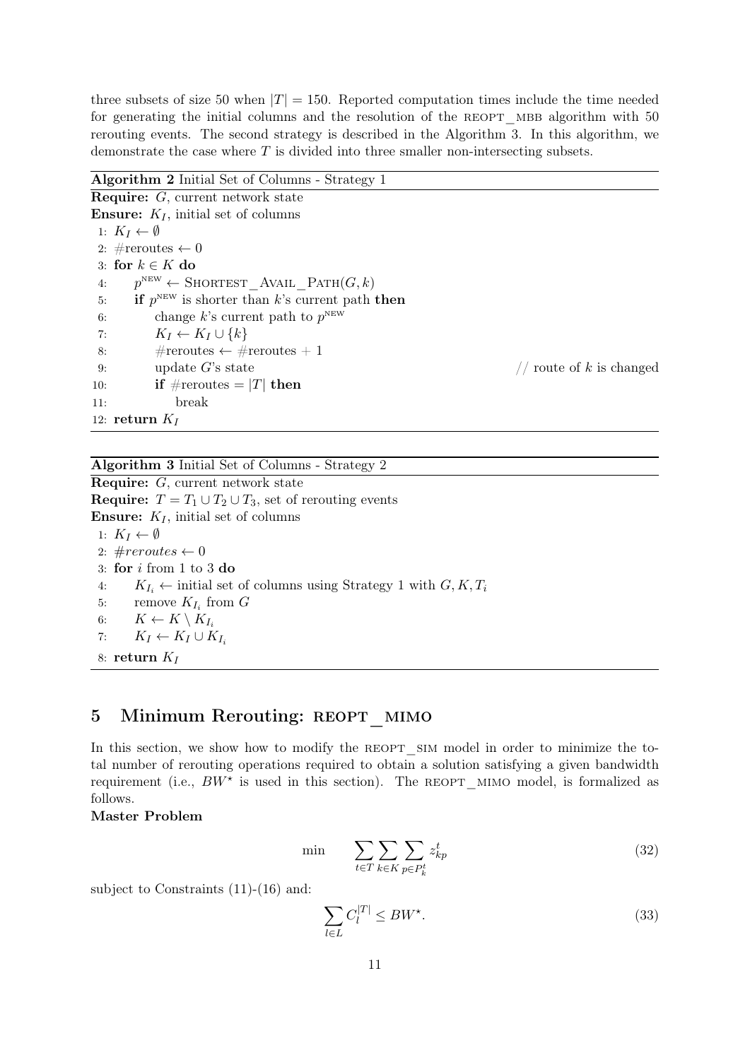three subsets of size 50 when $|T| = 150$. Reported computation times include the time needed for generating the initial columns and the resolution of the REOPT_MBB algorithm with 50 rerouting events. The second strategy is described in the Algorithm 3. In this algorithm, we demonstrate the case where $T$ is divided into three smaller non-intersecting subsets.

**Algorithm 2** Initial Set of Columns - Strategy 1

**Require:** $G$, current network state

**Ensure:** $K_I$, initial set of columns

```
1:  K_I ← ∅
2:  #reroutes ← 0
3:  for k ∈ K do
4:      p^NEW ← SHORTEST_AVAIL_PATH(G, k)
5:      if p^NEW is shorter than k's current path then
6:          change k's current path to p^NEW
7:          K_I ← K_I ∪ {k}
8:          #reroutes ← #reroutes + 1
9:          update G's state                          // route of k is changed
10:         if #reroutes = |T| then
11:             break
12: return K_I
```

**Algorithm 3** Initial Set of Columns - Strategy 2

**Require:** $G$, current network state

**Require:** $T = T_1 \cup T_2 \cup T_3$, set of rerouting events

**Ensure:** $K_I$, initial set of columns

```
1: K_I ← ∅
2: #reroutes ← 0
3: for i from 1 to 3 do
4:     K_{I_i} ← initial set of columns using Strategy 1 with G, K, T_i
5:     remove K_{I_i} from G
6:     K ← K \ K_{I_i}
7:     K_I ← K_I ∪ K_{I_i}
8: return K_I
```

## 5 Minimum Rerouting: REOPT_MIMO

In this section, we show how to modify the REOPT_SIM model in order to minimize the total number of rerouting operations required to obtain a solution satisfying a given bandwidth requirement (i.e., $BW^\star$ is used in this section). The REOPT_MIMO model, is formalized as follows.

**Master Problem**

$$\min \qquad \sum_{t \in T} \sum_{k \in K} \sum_{p \in P_k^t} z_{kp}^t \tag{32}$$

subject to Constraints (11)-(16) and:

$$\sum_{l \in L} C_l^{|T|} \leq BW^\star. \tag{33}$$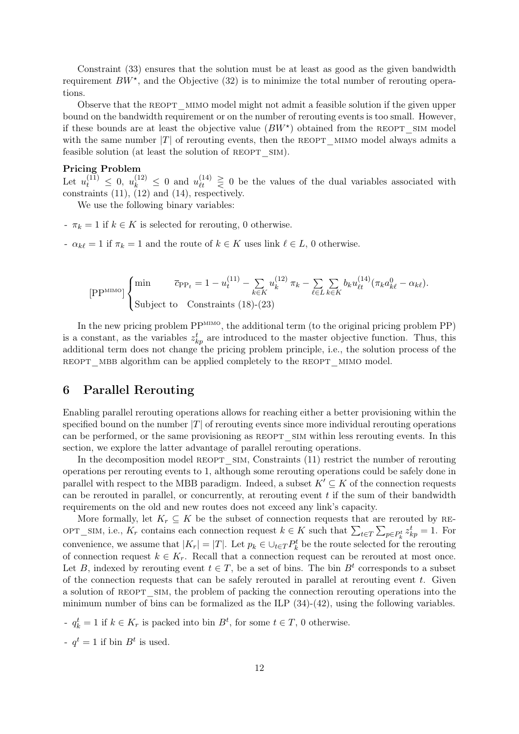Constraint (33) ensures that the solution must be at least as good as the given bandwidth requirement $BW^\star$, and the Objective (32) is to minimize the total number of rerouting operations.

Observe that the REOPT_MIMO model might not admit a feasible solution if the given upper bound on the bandwidth requirement or on the number of rerouting events is too small. However, if these bounds are at least the objective value ($BW^\star$) obtained from the REOPT_SIM model with the same number $|T|$ of rerouting events, then the REOPT_MIMO model always admits a feasible solution (at least the solution of REOPT_SIM).

**Pricing Problem**

Let $u_t^{(11)} \leq 0$, $u_k^{(12)} \leq 0$ and $u_{\ell t}^{(14)} \gtreqless 0$ be the values of the dual variables associated with constraints (11), (12) and (14), respectively.

We use the following binary variables:

- $\pi_k = 1$ if $k \in K$ is selected for rerouting, 0 otherwise.
- $\alpha_{k\ell} = 1$ if $\pi_k = 1$ and the route of $k \in K$ uses link $\ell \in L$, 0 otherwise.

$$
[\text{PP}^{\text{MIMO}}] \begin{cases} \min & \overline{c}_{\text{PP}_t} = 1 - u_t^{(11)} - \sum\limits_{k \in K} u_k^{(12)} \pi_k - \sum\limits_{\ell \in L} \sum\limits_{k \in K} b_k u_{\ell t}^{(14)} (\pi_k a_{k\ell}^0 - \alpha_{k\ell}). \\ \text{Subject to} & \text{Constraints (18)-(23)} \end{cases}
$$

In the new pricing problem $\text{PP}^{\text{MIMO}}$, the additional term (to the original pricing problem PP) is a constant, as the variables $z_{kp}^t$ are introduced to the master objective function. Thus, this additional term does not change the pricing problem principle, i.e., the solution process of the REOPT_MBB algorithm can be applied completely to the REOPT_MIMO model.

## 6 Parallel Rerouting

Enabling parallel rerouting operations allows for reaching either a better provisioning within the specified bound on the number $|T|$ of rerouting events since more individual rerouting operations can be performed, or the same provisioning as REOPT_SIM within less rerouting events. In this section, we explore the latter advantage of parallel rerouting operations.

In the decomposition model REOPT_SIM, Constraints (11) restrict the number of rerouting operations per rerouting events to 1, although some rerouting operations could be safely done in parallel with respect to the MBB paradigm. Indeed, a subset $K' \subseteq K$ of the connection requests can be rerouted in parallel, or concurrently, at rerouting event $t$ if the sum of their bandwidth requirements on the old and new routes does not exceed any link's capacity.

More formally, let $K_r \subseteq K$ be the subset of connection requests that are rerouted by REOPT_SIM, i.e., $K_r$ contains each connection request $k \in K$ such that $\sum_{t \in T} \sum_{p \in P_k^t} z_{kp}^t = 1$. For convenience, we assume that $|K_r| = |T|$. Let $p_k \in \cup_{t \in T} P_k^t$ be the route selected for the rerouting of connection request $k \in K_r$. Recall that a connection request can be rerouted at most once. Let $B$, indexed by rerouting event $t \in T$, be a set of bins. The bin $B^t$ corresponds to a subset of the connection requests that can be safely rerouted in parallel at rerouting event $t$. Given a solution of REOPT_SIM, the problem of packing the connection rerouting operations into the minimum number of bins can be formalized as the ILP (34)-(42), using the following variables.

- $q_k^t = 1$ if $k \in K_r$ is packed into bin $B^t$, for some $t \in T$, 0 otherwise.
- $q^t = 1$ if bin $B^t$ is used.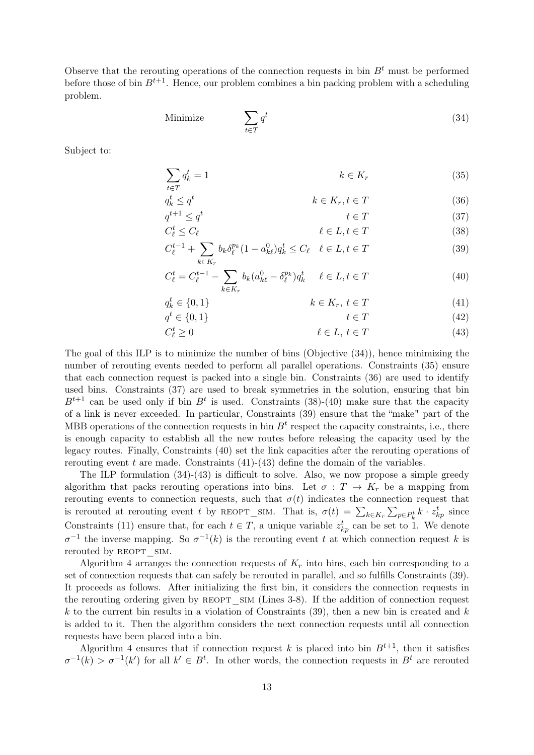Observe that the rerouting operations of the connection requests in bin $B^t$ must be performed before those of bin $B^{t+1}$. Hence, our problem combines a bin packing problem with a scheduling problem.

$$\text{Minimize} \qquad \sum_{t \in T} q^t \tag{34}$$

Subject to:

$$\sum_{t \in T} q_k^t = 1 \qquad k \in K_r \tag{35}$$

$$q_k^t \leq q^t \qquad k \in K_r, t \in T \tag{36}$$

$$q^{t+1} \leq q^t \qquad t \in T \tag{37}$$

$$C_\ell^t \leq C_\ell \qquad \ell \in L, t \in T \tag{38}$$

$$C_\ell^{t-1} + \sum_{k \in K_r} b_k \delta_\ell^{p_k} (1 - a_{k\ell}^0) q_k^t \leq C_\ell \quad \ell \in L, t \in T \tag{39}$$

$$C_\ell^t = C_\ell^{t-1} - \sum_{k \in K_r} b_k (a_{k\ell}^0 - \delta_\ell^{p_k}) q_k^t \qquad \ell \in L, t \in T \tag{40}$$

$$q_k^t \in \{0, 1\} \qquad k \in K_r,\ t \in T \tag{41}$$

$$q^t \in \{0, 1\} \qquad t \in T \tag{42}$$

$$C_\ell^t \geq 0 \qquad \ell \in L,\ t \in T \tag{43}$$

The goal of this ILP is to minimize the number of bins (Objective (34)), hence minimizing the number of rerouting events needed to perform all parallel operations. Constraints (35) ensure that each connection request is packed into a single bin. Constraints (36) are used to identify used bins. Constraints (37) are used to break symmetries in the solution, ensuring that bin $B^{t+1}$ can be used only if bin $B^t$ is used. Constraints (38)-(40) make sure that the capacity of a link is never exceeded. In particular, Constraints (39) ensure that the "make" part of the MBB operations of the connection requests in bin $B^t$ respect the capacity constraints, i.e., there is enough capacity to establish all the new routes before releasing the capacity used by the legacy routes. Finally, Constraints (40) set the link capacities after the rerouting operations of rerouting event $t$ are made. Constraints (41)-(43) define the domain of the variables.

The ILP formulation (34)-(43) is difficult to solve. Also, we now propose a simple greedy algorithm that packs rerouting operations into bins. Let $\sigma : T \rightarrow K_r$ be a mapping from rerouting events to connection requests, such that $\sigma(t)$ indicates the connection request that is rerouted at rerouting event $t$ by REOPT_SIM. That is, $\sigma(t) = \sum_{k \in K_r} \sum_{p \in P_k^t} k \cdot z_{kp}^t$ since Constraints (11) ensure that, for each $t \in T$, a unique variable $z_{kp}^t$ can be set to 1. We denote $\sigma^{-1}$ the inverse mapping. So $\sigma^{-1}(k)$ is the rerouting event $t$ at which connection request $k$ is rerouted by REOPT_SIM.

Algorithm 4 arranges the connection requests of $K_r$ into bins, each bin corresponding to a set of connection requests that can safely be rerouted in parallel, and so fulfills Constraints (39). It proceeds as follows. After initializing the first bin, it considers the connection requests in the rerouting ordering given by REOPT_SIM (Lines 3-8). If the addition of connection request $k$ to the current bin results in a violation of Constraints (39), then a new bin is created and $k$ is added to it. Then the algorithm considers the next connection requests until all connection requests have been placed into a bin.

Algorithm 4 ensures that if connection request $k$ is placed into bin $B^{t+1}$, then it satisfies $\sigma^{-1}(k) > \sigma^{-1}(k')$ for all $k' \in B^t$. In other words, the connection requests in $B^t$ are rerouted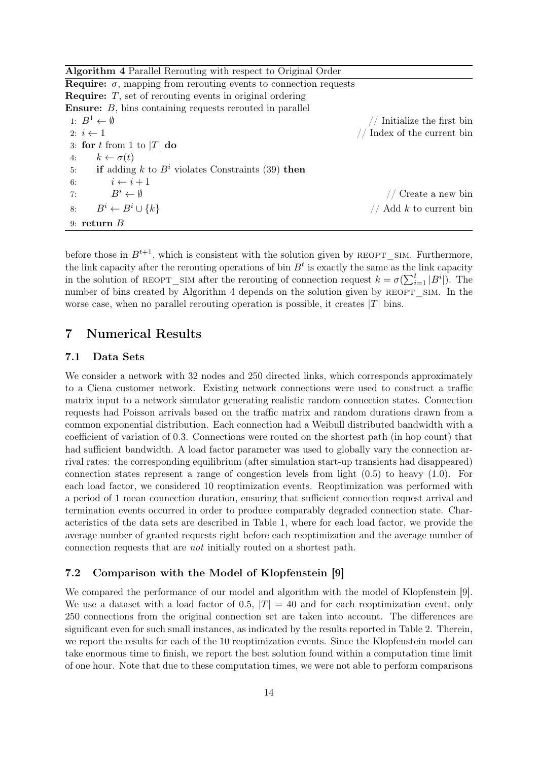**Algorithm 4** Parallel Rerouting with respect to Original Order

**Require:** $\sigma$, mapping from rerouting events to connection requests
**Require:** $T$, set of rerouting events in original ordering
**Ensure:** $B$, bins containing requests rerouted in parallel

```
1: B^1 ← ∅                                        // Initialize the first bin
2: i ← 1                                          // Index of the current bin
3: for t from 1 to |T| do
4:     k ← σ(t)
5:     if adding k to B^i violates Constraints (39) then
6:         i ← i + 1
7:         B^i ← ∅                                // Create a new bin
8:     B^i ← B^i ∪ {k}                            // Add k to current bin
9: return B
```

before those in $B^{t+1}$, which is consistent with the solution given by REOPT_SIM. Furthermore, the link capacity after the rerouting operations of bin $B^t$ is exactly the same as the link capacity in the solution of REOPT_SIM after the rerouting of connection request $k = \sigma(\sum_{i=1}^{t} |B^i|)$. The number of bins created by Algorithm 4 depends on the solution given by REOPT_SIM. In the worse case, when no parallel rerouting operation is possible, it creates $|T|$ bins.

# 7 Numerical Results

## 7.1 Data Sets

We consider a network with 32 nodes and 250 directed links, which corresponds approximately to a Ciena customer network. Existing network connections were used to construct a traffic matrix input to a network simulator generating realistic random connection states. Connection requests had Poisson arrivals based on the traffic matrix and random durations drawn from a common exponential distribution. Each connection had a Weibull distributed bandwidth with a coefficient of variation of 0.3. Connections were routed on the shortest path (in hop count) that had sufficient bandwidth. A load factor parameter was used to globally vary the connection arrival rates: the corresponding equilibrium (after simulation start-up transients had disappeared) connection states represent a range of congestion levels from light (0.5) to heavy (1.0). For each load factor, we considered 10 reoptimization events. Reoptimization was performed with a period of 1 mean connection duration, ensuring that sufficient connection request arrival and termination events occurred in order to produce comparably degraded connection state. Characteristics of the data sets are described in Table 1, where for each load factor, we provide the average number of granted requests right before each reoptimization and the average number of connection requests that are *not* initially routed on a shortest path.

## 7.2 Comparison with the Model of Klopfenstein [9]

We compared the performance of our model and algorithm with the model of Klopfenstein [9]. We use a dataset with a load factor of 0.5, $|T| = 40$ and for each reoptimization event, only 250 connections from the original connection set are taken into account. The differences are significant even for such small instances, as indicated by the results reported in Table 2. Therein, we report the results for each of the 10 reoptimization events. Since the Klopfenstein model can take enormous time to finish, we report the best solution found within a computation time limit of one hour. Note that due to these computation times, we were not able to perform comparisons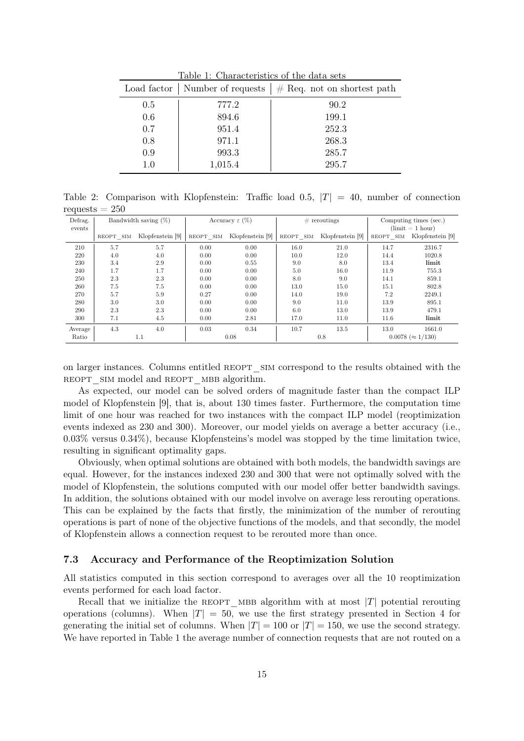Table 1: Characteristics of the data sets

| Load factor | Number of requests | # Req. not on shortest path |
|---|---|---|
| 0.5 | 777.2 | 90.2 |
| 0.6 | 894.6 | 199.1 |
| 0.7 | 951.4 | 252.3 |
| 0.8 | 971.1 | 268.3 |
| 0.9 | 993.3 | 285.7 |
| 1.0 | 1,015.4 | 295.7 |

Table 2: Comparison with Klopfenstein: Traffic load 0.5, $|T| = 40$, number of connection requests = 250

| Defrag. events | Bandwidth saving (%) | | Accuracy $\varepsilon$ (%) | | # reroutings | | Computing times (sec.) (limit = 1 hour) | |
|---|---|---|---|---|---|---|---|---|
| | REOPT_SIM | Klopfenstein [9] | REOPT_SIM | Klopfenstein [9] | REOPT_SIM | Klopfenstein [9] | REOPT_SIM | Klopfenstein [9] |
| 210 | 5.7 | 5.7 | 0.00 | 0.00 | 16.0 | 21.0 | 14.7 | 2316.7 |
| 220 | 4.0 | 4.0 | 0.00 | 0.00 | 10.0 | 12.0 | 14.4 | 1020.8 |
| 230 | 3.4 | 2.9 | 0.00 | 0.55 | 9.0 | 8.0 | 13.4 | **limit** |
| 240 | 1.7 | 1.7 | 0.00 | 0.00 | 5.0 | 16.0 | 11.9 | 755.3 |
| 250 | 2.3 | 2.3 | 0.00 | 0.00 | 8.0 | 9.0 | 14.1 | 859.1 |
| 260 | 7.5 | 7.5 | 0.00 | 0.00 | 13.0 | 15.0 | 15.1 | 802.8 |
| 270 | 5.7 | 5.9 | 0.27 | 0.00 | 14.0 | 19.0 | 7.2 | 2249.1 |
| 280 | 3.0 | 3.0 | 0.00 | 0.00 | 9.0 | 11.0 | 13.9 | 895.1 |
| 290 | 2.3 | 2.3 | 0.00 | 0.00 | 6.0 | 13.0 | 13.9 | 479.1 |
| 300 | 7.1 | 4.5 | 0.00 | 2.81 | 17.0 | 11.0 | 11.6 | **limit** |
| Average | 4.3 | 4.0 | 0.03 | 0.34 | 10.7 | 13.5 | 13.0 | 1661.0 |
| Ratio | 1.1 | | 0.08 | | 0.8 | | 0.0078 ($\approx 1/130$) | |

on larger instances. Columns entitled REOPT_SIM correspond to the results obtained with the REOPT_SIM model and REOPT_MBB algorithm.

As expected, our model can be solved orders of magnitude faster than the compact ILP model of Klopfenstein [9], that is, about 130 times faster. Furthermore, the computation time limit of one hour was reached for two instances with the compact ILP model (reoptimization events indexed as 230 and 300). Moreover, our model yields on average a better accuracy (i.e., 0.03% versus 0.34%), because Klopfensteins's model was stopped by the time limitation twice, resulting in significant optimality gaps.

Obviously, when optimal solutions are obtained with both models, the bandwidth savings are equal. However, for the instances indexed 230 and 300 that were not optimally solved with the model of Klopfenstein, the solutions computed with our model offer better bandwidth savings. In addition, the solutions obtained with our model involve on average less rerouting operations. This can be explained by the facts that firstly, the minimization of the number of rerouting operations is part of none of the objective functions of the models, and that secondly, the model of Klopfenstein allows a connection request to be rerouted more than once.

### 7.3 Accuracy and Performance of the Reoptimization Solution

All statistics computed in this section correspond to averages over all the 10 reoptimization events performed for each load factor.

Recall that we initialize the REOPT_MBB algorithm with at most $|T|$ potential rerouting operations (columns). When $|T| = 50$, we use the first strategy presented in Section 4 for generating the initial set of columns. When $|T| = 100$ or $|T| = 150$, we use the second strategy. We have reported in Table 1 the average number of connection requests that are not routed on a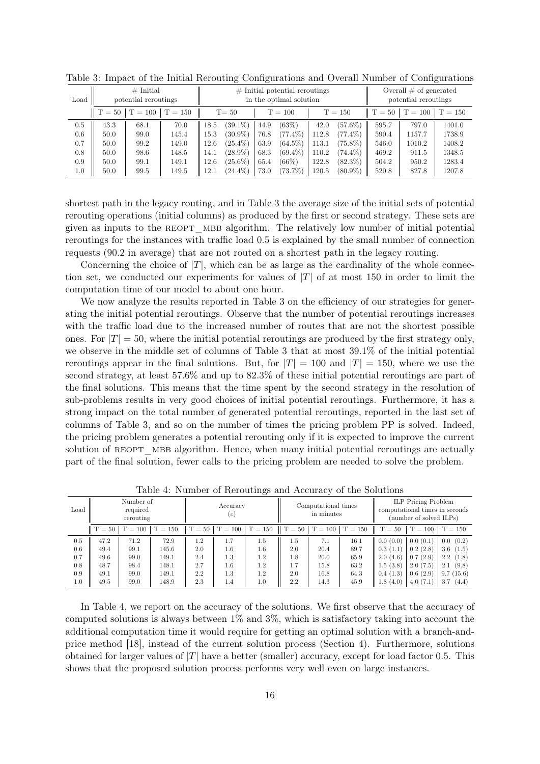Table 3: Impact of the Initial Rerouting Configurations and Overall Number of Configurations

| Load | # Initial potential reroutings | | | # Initial potential reroutings in the optimal solution | | | | | | Overall # of generated potential reroutings | | |
|---|---|---|---|---|---|---|---|---|---|---|---|---|
| | T = 50 | T = 100 | T = 150 | T= 50 | | T = 100 | | T = 150 | | T = 50 | T = 100 | T = 150 |
| 0.5 | 43.3 | 68.1 | 70.0 | 18.5 | (39.1%) | 44.9 | (63%) | 42.0 | (57.6%) | 595.7 | 797.0 | 1401.0 |
| 0.6 | 50.0 | 99.0 | 145.4 | 15.3 | (30.9%) | 76.8 | (77.4%) | 112.8 | (77.4%) | 590.4 | 1157.7 | 1738.9 |
| 0.7 | 50.0 | 99.2 | 149.0 | 12.6 | (25.4%) | 63.9 | (64.5%) | 113.1 | (75.8%) | 546.0 | 1010.2 | 1408.2 |
| 0.8 | 50.0 | 98.6 | 148.5 | 14.1 | (28.9%) | 68.3 | (69.4%) | 110.2 | (74.4%) | 469.2 | 911.5 | 1348.5 |
| 0.9 | 50.0 | 99.1 | 149.1 | 12.6 | (25.6%) | 65.4 | (66%) | 122.8 | (82.3%) | 504.2 | 950.2 | 1283.4 |
| 1.0 | 50.0 | 99.5 | 149.5 | 12.1 | (24.4%) | 73.0 | (73.7%) | 120.5 | (80.9%) | 520.8 | 827.8 | 1207.8 |

shortest path in the legacy routing, and in Table 3 the average size of the initial sets of potential rerouting operations (initial columns) as produced by the first or second strategy. These sets are given as inputs to the REOPT_MBB algorithm. The relatively low number of initial potential reroutings for the instances with traffic load 0.5 is explained by the small number of connection requests (90.2 in average) that are not routed on a shortest path in the legacy routing.

Concerning the choice of $|T|$, which can be as large as the cardinality of the whole connection set, we conducted our experiments for values of $|T|$ of at most 150 in order to limit the computation time of our model to about one hour.

We now analyze the results reported in Table 3 on the efficiency of our strategies for generating the initial potential reroutings. Observe that the number of potential reroutings increases with the traffic load due to the increased number of routes that are not the shortest possible ones. For $|T| = 50$, where the initial potential reroutings are produced by the first strategy only, we observe in the middle set of columns of Table 3 that at most 39.1% of the initial potential reroutings appear in the final solutions. But, for $|T| = 100$ and $|T| = 150$, where we use the second strategy, at least 57.6% and up to 82.3% of these initial potential reroutings are part of the final solutions. This means that the time spent by the second strategy in the resolution of sub-problems results in very good choices of initial potential reroutings. Furthermore, it has a strong impact on the total number of generated potential reroutings, reported in the last set of columns of Table 3, and so on the number of times the pricing problem PP is solved. Indeed, the pricing problem generates a potential rerouting only if it is expected to improve the current solution of REOPT_MBB algorithm. Hence, when many initial potential reroutings are actually part of the final solution, fewer calls to the pricing problem are needed to solve the problem.

Table 4: Number of Reroutings and Accuracy of the Solutions

| Load | Number of required rerouting | | | Accuracy ($\varepsilon$) | | | Computational times in minutes | | | ILP Pricing Problem computational times in seconds (number of solved ILPs) | | |
|---|---|---|---|---|---|---|---|---|---|---|---|---|
| | T = 50 | T = 100 | T = 150 | T = 50 | T = 100 | T = 150 | T = 50 | T = 100 | T = 150 | T = 50 | T = 100 | T = 150 |
| 0.5 | 47.2 | 71.2 | 72.9 | 1.2 | 1.7 | 1.5 | 1.5 | 7.1 | 16.1 | 0.0 (0.0) | 0.0 (0.1) | 0.0 (0.2) |
| 0.6 | 49.4 | 99.1 | 145.6 | 2.0 | 1.6 | 1.6 | 2.0 | 20.4 | 89.7 | 0.3 (1.1) | 0.2 (2.8) | 3.6 (1.5) |
| 0.7 | 49.6 | 99.0 | 149.1 | 2.4 | 1.3 | 1.2 | 1.8 | 20.0 | 65.9 | 2.0 (4.6) | 0.7 (2.9) | 2.2 (1.8) |
| 0.8 | 48.7 | 98.4 | 148.1 | 2.7 | 1.6 | 1.2 | 1.7 | 15.8 | 63.2 | 1.5 (3.8) | 2.0 (7.5) | 2.1 (9.8) |
| 0.9 | 49.1 | 99.0 | 149.1 | 2.2 | 1.3 | 1.2 | 2.0 | 16.8 | 64.3 | 0.4 (1.3) | 0.6 (2.9) | 9.7 (15.6) |
| 1.0 | 49.5 | 99.0 | 148.9 | 2.3 | 1.4 | 1.0 | 2.2 | 14.3 | 45.9 | 1.8 (4.0) | 4.0 (7.1) | 3.7 (4.4) |

In Table 4, we report on the accuracy of the solutions. We first observe that the accuracy of computed solutions is always between 1% and 3%, which is satisfactory taking into account the additional computation time it would require for getting an optimal solution with a branch-and-price method [18], instead of the current solution process (Section 4). Furthermore, solutions obtained for larger values of $|T|$ have a better (smaller) accuracy, except for load factor 0.5. This shows that the proposed solution process performs very well even on large instances.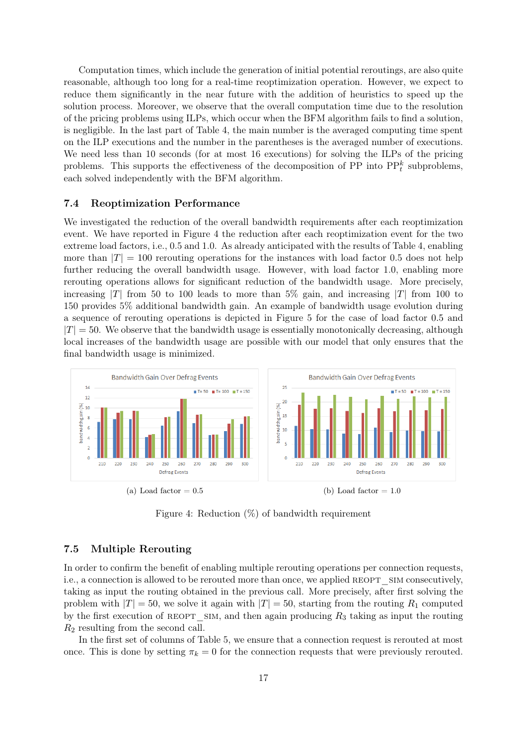Computation times, which include the generation of initial potential reroutings, are also quite reasonable, although too long for a real-time reoptimization operation. However, we expect to reduce them significantly in the near future with the addition of heuristics to speed up the solution process. Moreover, we observe that the overall computation time due to the resolution of the pricing problems using ILPs, which occur when the BFM algorithm fails to find a solution, is negligible. In the last part of Table 4, the main number is the averaged computing time spent on the ILP executions and the number in the parentheses is the averaged number of executions. We need less than 10 seconds (for at most 16 executions) for solving the ILPs of the pricing problems. This supports the effectiveness of the decomposition of PP into $\text{PP}_t^k$ subproblems, each solved independently with the BFM algorithm.

## 7.4 Reoptimization Performance

We investigated the reduction of the overall bandwidth requirements after each reoptimization event. We have reported in Figure 4 the reduction after each reoptimization event for the two extreme load factors, i.e., 0.5 and 1.0. As already anticipated with the results of Table 4, enabling more than $|T| = 100$ rerouting operations for the instances with load factor 0.5 does not help further reducing the overall bandwidth usage. However, with load factor 1.0, enabling more rerouting operations allows for significant reduction of the bandwidth usage. More precisely, increasing $|T|$ from 50 to 100 leads to more than 5% gain, and increasing $|T|$ from 100 to 150 provides 5% additional bandwidth gain. An example of bandwidth usage evolution during a sequence of rerouting operations is depicted in Figure 5 for the case of load factor 0.5 and $|T| = 50$. We observe that the bandwidth usage is essentially monotonically decreasing, although local increases of the bandwidth usage are possible with our model that only ensures that the final bandwidth usage is minimized.

(a) Load factor = 0.5

(b) Load factor = 1.0

Figure 4: Reduction (%) of bandwidth requirement

## 7.5 Multiple Rerouting

In order to confirm the benefit of enabling multiple rerouting operations per connection requests, i.e., a connection is allowed to be rerouted more than once, we applied REOPT_SIM consecutively, taking as input the routing obtained in the previous call. More precisely, after first solving the problem with $|T| = 50$, we solve it again with $|T| = 50$, starting from the routing $R_1$ computed by the first execution of REOPT_SIM, and then again producing $R_3$ taking as input the routing $R_2$ resulting from the second call.

In the first set of columns of Table 5, we ensure that a connection request is rerouted at most once. This is done by setting $\pi_k = 0$ for the connection requests that were previously rerouted.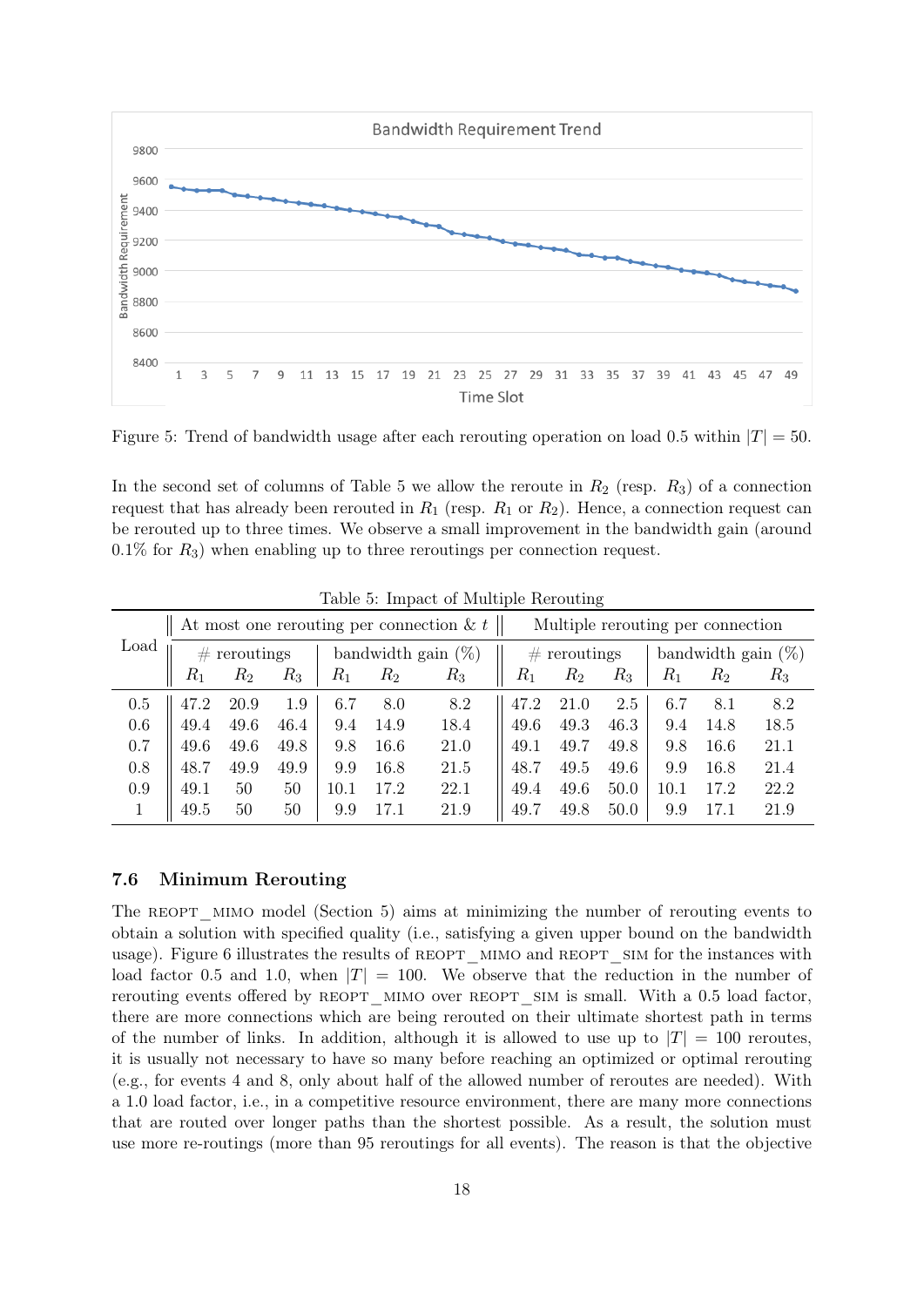Figure 5: Trend of bandwidth usage after each rerouting operation on load 0.5 within $|T| = 50$.

In the second set of columns of Table 5 we allow the reroute in $R_2$ (resp. $R_3$) of a connection request that has already been rerouted in $R_1$ (resp. $R_1$ or $R_2$). Hence, a connection request can be rerouted up to three times. We observe a small improvement in the bandwidth gain (around 0.1% for $R_3$) when enabling up to three reroutings per connection request.

Table 5: Impact of Multiple Rerouting

| Load | At most one rerouting per connection & $t$ | | | | | | Multiple rerouting per connection | | | | | |
|---|---|---|---|---|---|---|---|---|---|---|---|---|
| | # reroutings | | | bandwidth gain (%) | | | # reroutings | | | bandwidth gain (%) | | |
| | $R_1$ | $R_2$ | $R_3$ | $R_1$ | $R_2$ | $R_3$ | $R_1$ | $R_2$ | $R_3$ | $R_1$ | $R_2$ | $R_3$ |
| 0.5 | 47.2 | 20.9 | 1.9 | 6.7 | 8.0 | 8.2 | 47.2 | 21.0 | 2.5 | 6.7 | 8.1 | 8.2 |
| 0.6 | 49.4 | 49.6 | 46.4 | 9.4 | 14.9 | 18.4 | 49.6 | 49.3 | 46.3 | 9.4 | 14.8 | 18.5 |
| 0.7 | 49.6 | 49.6 | 49.8 | 9.8 | 16.6 | 21.0 | 49.1 | 49.7 | 49.8 | 9.8 | 16.6 | 21.1 |
| 0.8 | 48.7 | 49.9 | 49.9 | 9.9 | 16.8 | 21.5 | 48.7 | 49.5 | 49.6 | 9.9 | 16.8 | 21.4 |
| 0.9 | 49.1 | 50 | 50 | 10.1 | 17.2 | 22.1 | 49.4 | 49.6 | 50.0 | 10.1 | 17.2 | 22.2 |
| 1 | 49.5 | 50 | 50 | 9.9 | 17.1 | 21.9 | 49.7 | 49.8 | 50.0 | 9.9 | 17.1 | 21.9 |

### 7.6 Minimum Rerouting

The REOPT_MIMO model (Section 5) aims at minimizing the number of rerouting events to obtain a solution with specified quality (i.e., satisfying a given upper bound on the bandwidth usage). Figure 6 illustrates the results of REOPT_MIMO and REOPT_SIM for the instances with load factor 0.5 and 1.0, when $|T| = 100$. We observe that the reduction in the number of rerouting events offered by REOPT_MIMO over REOPT_SIM is small. With a 0.5 load factor, there are more connections which are being rerouted on their ultimate shortest path in terms of the number of links. In addition, although it is allowed to use up to $|T| = 100$ reroutes, it is usually not necessary to have so many before reaching an optimized or optimal rerouting (e.g., for events 4 and 8, only about half of the allowed number of reroutes are needed). With a 1.0 load factor, i.e., in a competitive resource environment, there are many more connections that are routed over longer paths than the shortest possible. As a result, the solution must use more re-routings (more than 95 reroutings for all events). The reason is that the objective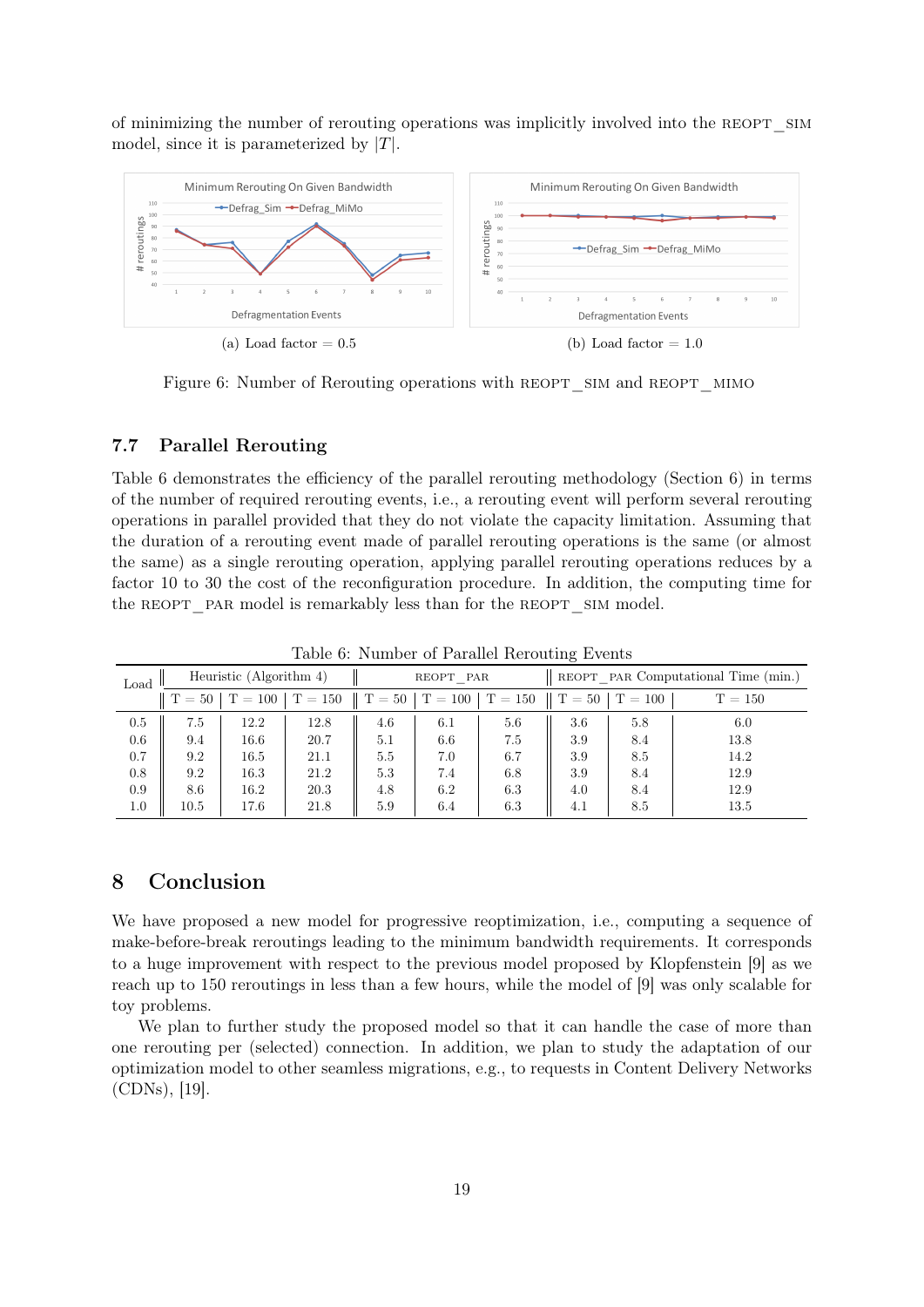of minimizing the number of rerouting operations was implicitly involved into the REOPT_SIM model, since it is parameterized by $|T|$.

(a) Load factor = 0.5

(b) Load factor = 1.0

Figure 6: Number of Rerouting operations with REOPT_SIM and REOPT_MIMO

### 7.7 Parallel Rerouting

Table 6 demonstrates the efficiency of the parallel rerouting methodology (Section 6) in terms of the number of required rerouting events, i.e., a rerouting event will perform several rerouting operations in parallel provided that they do not violate the capacity limitation. Assuming that the duration of a rerouting event made of parallel rerouting operations is the same (or almost the same) as a single rerouting operation, applying parallel rerouting operations reduces by a factor 10 to 30 the cost of the reconfiguration procedure. In addition, the computing time for the REOPT_PAR model is remarkably less than for the REOPT_SIM model.

Table 6: Number of Parallel Rerouting Events

| Load | Heuristic (Algorithm 4) | | | REOPT_PAR | | | REOPT_PAR Computational Time (min.) | | |
|---|---|---|---|---|---|---|---|---|---|
| | T = 50 | T = 100 | T = 150 | T = 50 | T = 100 | T = 150 | T = 50 | T = 100 | T = 150 |
| 0.5 | 7.5 | 12.2 | 12.8 | 4.6 | 6.1 | 5.6 | 3.6 | 5.8 | 6.0 |
| 0.6 | 9.4 | 16.6 | 20.7 | 5.1 | 6.6 | 7.5 | 3.9 | 8.4 | 13.8 |
| 0.7 | 9.2 | 16.5 | 21.1 | 5.5 | 7.0 | 6.7 | 3.9 | 8.5 | 14.2 |
| 0.8 | 9.2 | 16.3 | 21.2 | 5.3 | 7.4 | 6.8 | 3.9 | 8.4 | 12.9 |
| 0.9 | 8.6 | 16.2 | 20.3 | 4.8 | 6.2 | 6.3 | 4.0 | 8.4 | 12.9 |
| 1.0 | 10.5 | 17.6 | 21.8 | 5.9 | 6.4 | 6.3 | 4.1 | 8.5 | 13.5 |

## 8 Conclusion

We have proposed a new model for progressive reoptimization, i.e., computing a sequence of make-before-break reroutings leading to the minimum bandwidth requirements. It corresponds to a huge improvement with respect to the previous model proposed by Klopfenstein [9] as we reach up to 150 reroutings in less than a few hours, while the model of [9] was only scalable for toy problems.

We plan to further study the proposed model so that it can handle the case of more than one rerouting per (selected) connection. In addition, we plan to study the adaptation of our optimization model to other seamless migrations, e.g., to requests in Content Delivery Networks (CDNs), [19].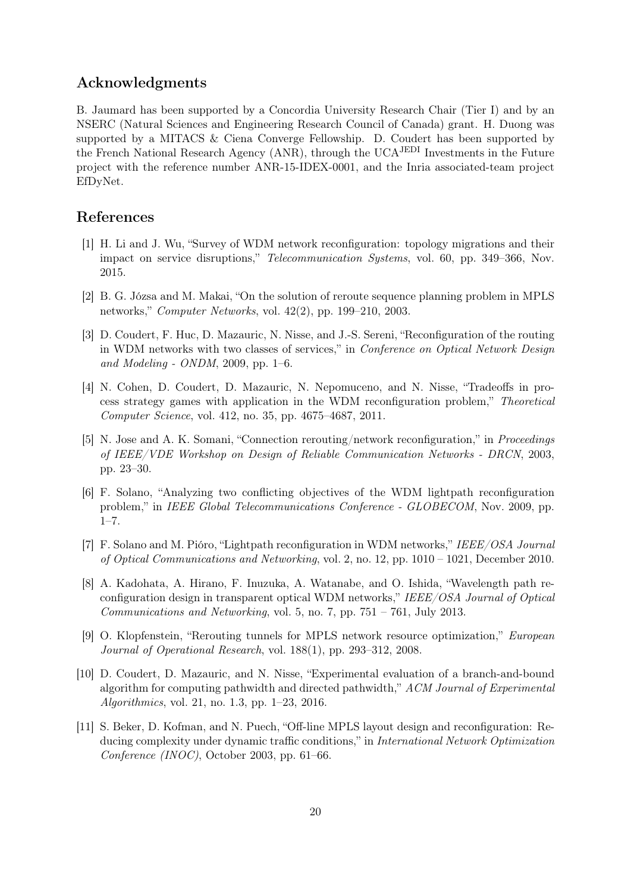## Acknowledgments

B. Jaumard has been supported by a Concordia University Research Chair (Tier I) and by an NSERC (Natural Sciences and Engineering Research Council of Canada) grant. H. Duong was supported by a MITACS & Ciena Converge Fellowship. D. Coudert has been supported by the French National Research Agency (ANR), through the UCA$^{\text{JEDI}}$ Investments in the Future project with the reference number ANR-15-IDEX-0001, and the Inria associated-team project EfDyNet.

## References

[1] H. Li and J. Wu, "Survey of WDM network reconfiguration: topology migrations and their impact on service disruptions," *Telecommunication Systems*, vol. 60, pp. 349–366, Nov. 2015.

[2] B. G. Józsa and M. Makai, "On the solution of reroute sequence planning problem in MPLS networks," *Computer Networks*, vol. 42(2), pp. 199–210, 2003.

[3] D. Coudert, F. Huc, D. Mazauric, N. Nisse, and J.-S. Sereni, "Reconfiguration of the routing in WDM networks with two classes of services," in *Conference on Optical Network Design and Modeling - ONDM*, 2009, pp. 1–6.

[4] N. Cohen, D. Coudert, D. Mazauric, N. Nepomuceno, and N. Nisse, "Tradeoffs in process strategy games with application in the WDM reconfiguration problem," *Theoretical Computer Science*, vol. 412, no. 35, pp. 4675–4687, 2011.

[5] N. Jose and A. K. Somani, "Connection rerouting/network reconfiguration," in *Proceedings of IEEE/VDE Workshop on Design of Reliable Communication Networks - DRCN*, 2003, pp. 23–30.

[6] F. Solano, "Analyzing two conflicting objectives of the WDM lightpath reconfiguration problem," in *IEEE Global Telecommunications Conference - GLOBECOM*, Nov. 2009, pp. 1–7.

[7] F. Solano and M. Pióro, "Lightpath reconfiguration in WDM networks," *IEEE/OSA Journal of Optical Communications and Networking*, vol. 2, no. 12, pp. 1010 – 1021, December 2010.

[8] A. Kadohata, A. Hirano, F. Inuzuka, A. Watanabe, and O. Ishida, "Wavelength path reconfiguration design in transparent optical WDM networks," *IEEE/OSA Journal of Optical Communications and Networking*, vol. 5, no. 7, pp. 751 – 761, July 2013.

[9] O. Klopfenstein, "Rerouting tunnels for MPLS network resource optimization," *European Journal of Operational Research*, vol. 188(1), pp. 293–312, 2008.

[10] D. Coudert, D. Mazauric, and N. Nisse, "Experimental evaluation of a branch-and-bound algorithm for computing pathwidth and directed pathwidth," *ACM Journal of Experimental Algorithmics*, vol. 21, no. 1.3, pp. 1–23, 2016.

[11] S. Beker, D. Kofman, and N. Puech, "Off-line MPLS layout design and reconfiguration: Reducing complexity under dynamic traffic conditions," in *International Network Optimization Conference (INOC)*, October 2003, pp. 61–66.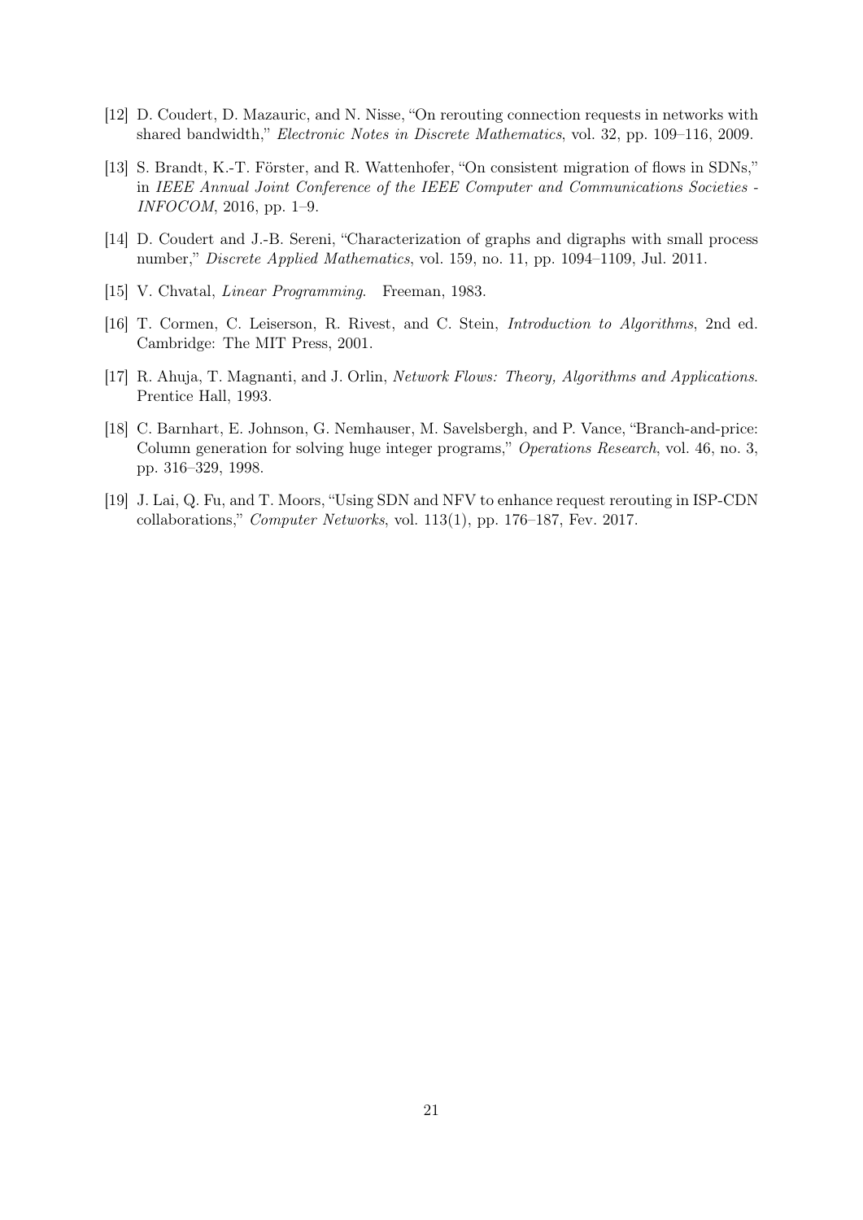[12] D. Coudert, D. Mazauric, and N. Nisse, "On rerouting connection requests in networks with shared bandwidth," *Electronic Notes in Discrete Mathematics*, vol. 32, pp. 109–116, 2009.

[13] S. Brandt, K.-T. Förster, and R. Wattenhofer, "On consistent migration of flows in SDNs," in *IEEE Annual Joint Conference of the IEEE Computer and Communications Societies - INFOCOM*, 2016, pp. 1–9.

[14] D. Coudert and J.-B. Sereni, "Characterization of graphs and digraphs with small process number," *Discrete Applied Mathematics*, vol. 159, no. 11, pp. 1094–1109, Jul. 2011.

[15] V. Chvatal, *Linear Programming*. Freeman, 1983.

[16] T. Cormen, C. Leiserson, R. Rivest, and C. Stein, *Introduction to Algorithms*, 2nd ed. Cambridge: The MIT Press, 2001.

[17] R. Ahuja, T. Magnanti, and J. Orlin, *Network Flows: Theory, Algorithms and Applications*. Prentice Hall, 1993.

[18] C. Barnhart, E. Johnson, G. Nemhauser, M. Savelsbergh, and P. Vance, "Branch-and-price: Column generation for solving huge integer programs," *Operations Research*, vol. 46, no. 3, pp. 316–329, 1998.

[19] J. Lai, Q. Fu, and T. Moors, "Using SDN and NFV to enhance request rerouting in ISP-CDN collaborations," *Computer Networks*, vol. 113(1), pp. 176–187, Fev. 2017.